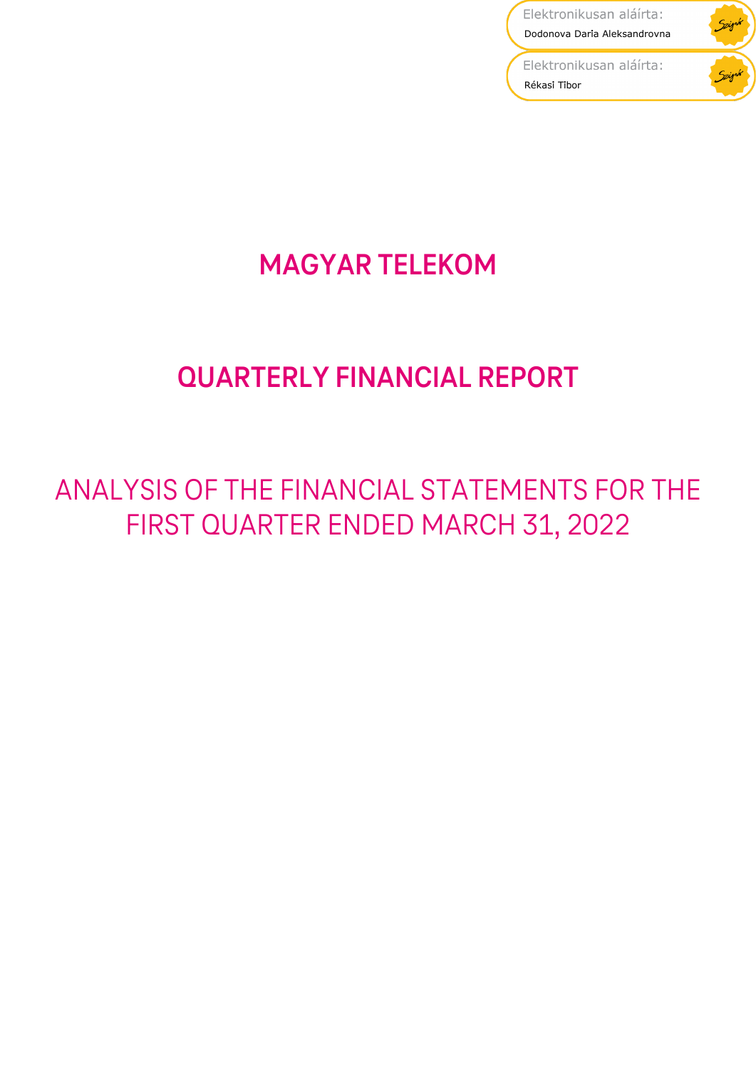Elektronikusan aláírta:
Dodonova Daria Aleksandrovna

Elektronikusan aláírta:
Rékasi Tibor

# MAGYAR TELEKOM

# QUARTERLY FINANCIAL REPORT

## ANALYSIS OF THE FINANCIAL STATEMENTS FOR THE FIRST QUARTER ENDED MARCH 31, 2022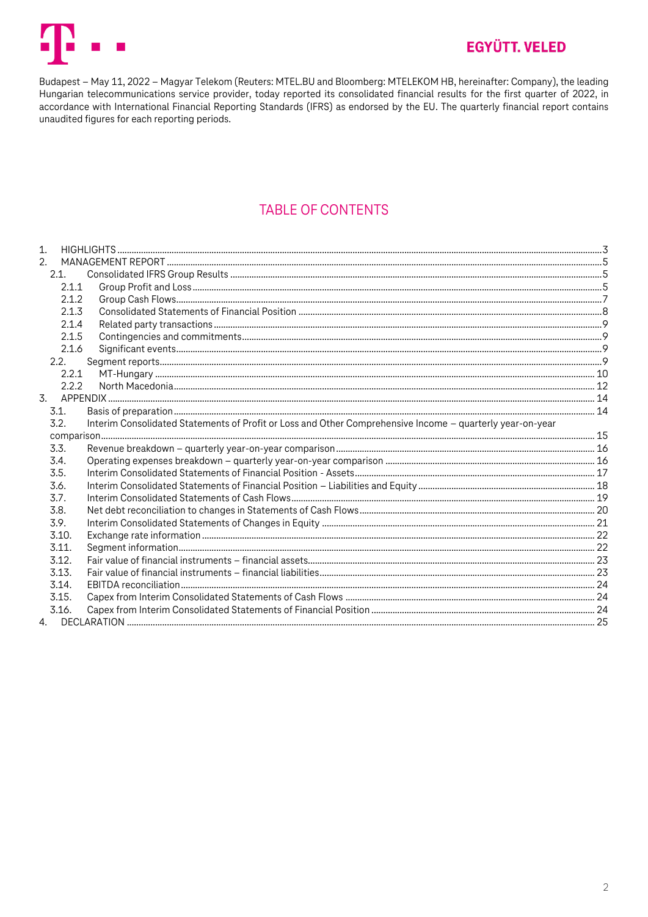EGYÜTT. VELED

Budapest – May 11, 2022 – Magyar Telekom (Reuters: MTEL.BU and Bloomberg: MTELEKOM HB, hereinafter: Company), the leading Hungarian telecommunications service provider, today reported its consolidated financial results for the first quarter of 2022, in accordance with International Financial Reporting Standards (IFRS) as endorsed by the EU. The quarterly financial report contains unaudited figures for each reporting periods.

## TABLE OF CONTENTS

1. HIGHLIGHTS ..... 3
2. MANAGEMENT REPORT ..... 5
   - 2.1. Consolidated IFRS Group Results ..... 5
     - 2.1.1 Group Profit and Loss ..... 5
     - 2.1.2 Group Cash Flows ..... 7
     - 2.1.3 Consolidated Statements of Financial Position ..... 8
     - 2.1.4 Related party transactions ..... 9
     - 2.1.5 Contingencies and commitments ..... 9
     - 2.1.6 Significant events ..... 9
   - 2.2. Segment reports ..... 9
     - 2.2.1 MT-Hungary ..... 10
     - 2.2.2 North Macedonia ..... 12
3. APPENDIX ..... 14
   - 3.1. Basis of preparation ..... 14
   - 3.2. Interim Consolidated Statements of Profit or Loss and Other Comprehensive Income – quarterly year-on-year comparison ..... 15
   - 3.3. Revenue breakdown – quarterly year-on-year comparison ..... 16
   - 3.4. Operating expenses breakdown – quarterly year-on-year comparison ..... 16
   - 3.5. Interim Consolidated Statements of Financial Position - Assets ..... 17
   - 3.6. Interim Consolidated Statements of Financial Position – Liabilities and Equity ..... 18
   - 3.7. Interim Consolidated Statements of Cash Flows ..... 19
   - 3.8. Net debt reconciliation to changes in Statements of Cash Flows ..... 20
   - 3.9. Interim Consolidated Statements of Changes in Equity ..... 21
   - 3.10. Exchange rate information ..... 22
   - 3.11. Segment information ..... 22
   - 3.12. Fair value of financial instruments – financial assets ..... 23
   - 3.13. Fair value of financial instruments – financial liabilities ..... 23
   - 3.14. EBITDA reconciliation ..... 24
   - 3.15. Capex from Interim Consolidated Statements of Cash Flows ..... 24
   - 3.16. Capex from Interim Consolidated Statements of Financial Position ..... 24
4. DECLARATION ..... 25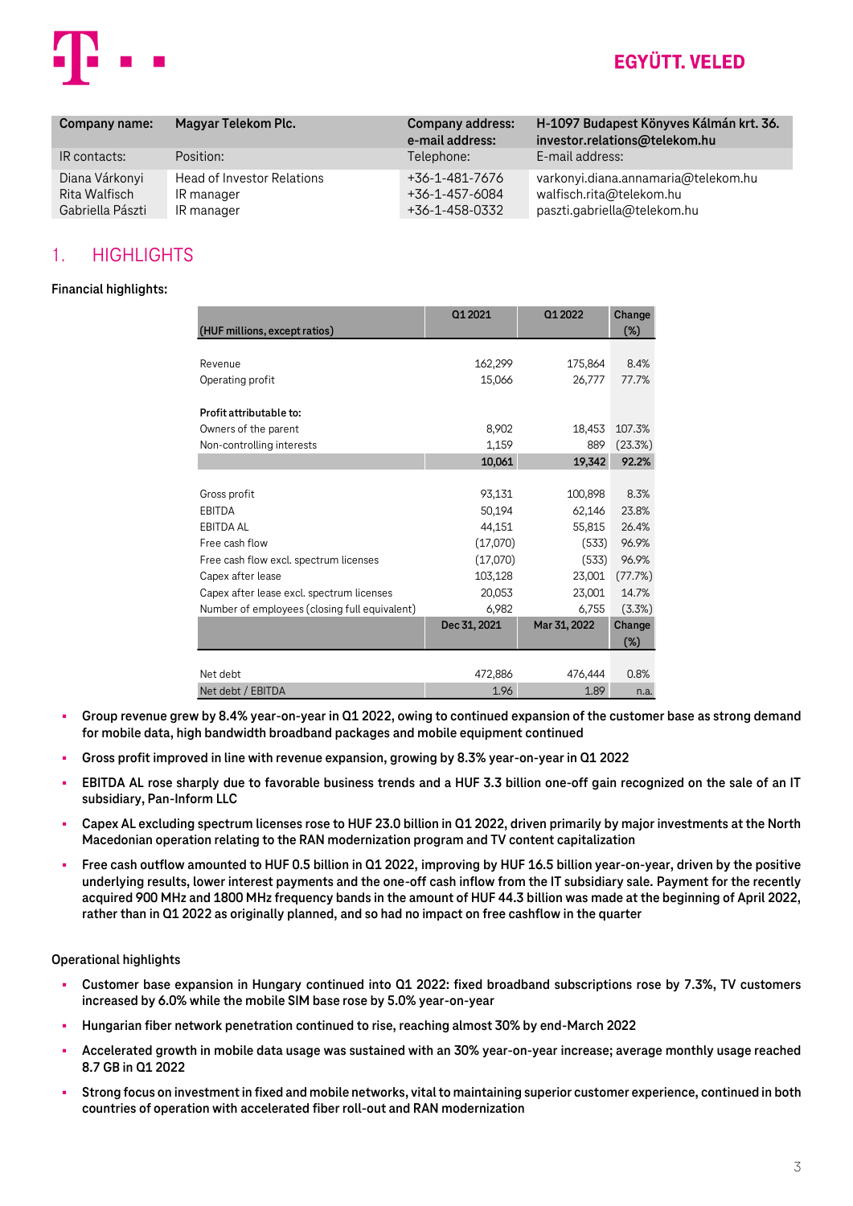EGYÜTT. VELED

| Company name: | Magyar Telekom Plc. | Company address: e-mail address: | H-1097 Budapest Könyves Kálmán krt. 36. investor.relations@telekom.hu |
|---|---|---|---|
| IR contacts: | Position: | Telephone: | E-mail address: |
| Diana Várkonyi | Head of Investor Relations | +36-1-481-7676 | varkonyi.diana.annamaria@telekom.hu |
| Rita Walfisch | IR manager | +36-1-457-6084 | walfisch.rita@telekom.hu |
| Gabriella Pászti | IR manager | +36-1-458-0332 | paszti.gabriella@telekom.hu |

## 1. HIGHLIGHTS

**Financial highlights:**

| (HUF millions, except ratios) | Q1 2021 | Q1 2022 | Change (%) |
|---|---|---|---|
| Revenue | 162,299 | 175,864 | 8.4% |
| Operating profit | 15,066 | 26,777 | 77.7% |
| **Profit attributable to:** | | | |
| Owners of the parent | 8,902 | 18,453 | 107.3% |
| Non-controlling interests | 1,159 | 889 | (23.3%) |
| | **10,061** | **19,342** | **92.2%** |
| Gross profit | 93,131 | 100,898 | 8.3% |
| EBITDA | 50,194 | 62,146 | 23.8% |
| EBITDA AL | 44,151 | 55,815 | 26.4% |
| Free cash flow | (17,070) | (533) | 96.9% |
| Free cash flow excl. spectrum licenses | (17,070) | (533) | 96.9% |
| Capex after lease | 103,128 | 23,001 | (77.7%) |
| Capex after lease excl. spectrum licenses | 20,053 | 23,001 | 14.7% |
| Number of employees (closing full equivalent) | 6,982 | 6,755 | (3.3%) |
| | **Dec 31, 2021** | **Mar 31, 2022** | **Change (%)** |
| Net debt | 472,886 | 476,444 | 0.8% |
| Net debt / EBITDA | 1.96 | 1.89 | n.a. |

- **Group revenue grew by 8.4% year-on-year in Q1 2022, owing to continued expansion of the customer base as strong demand for mobile data, high bandwidth broadband packages and mobile equipment continued**
- **Gross profit improved in line with revenue expansion, growing by 8.3% year-on-year in Q1 2022**
- **EBITDA AL rose sharply due to favorable business trends and a HUF 3.3 billion one-off gain recognized on the sale of an IT subsidiary, Pan-Inform LLC**
- **Capex AL excluding spectrum licenses rose to HUF 23.0 billion in Q1 2022, driven primarily by major investments at the North Macedonian operation relating to the RAN modernization program and TV content capitalization**
- **Free cash outflow amounted to HUF 0.5 billion in Q1 2022, improving by HUF 16.5 billion year-on-year, driven by the positive underlying results, lower interest payments and the one-off cash inflow from the IT subsidiary sale. Payment for the recently acquired 900 MHz and 1800 MHz frequency bands in the amount of HUF 44.3 billion was made at the beginning of April 2022, rather than in Q1 2022 as originally planned, and so had no impact on free cashflow in the quarter**

**Operational highlights**

- **Customer base expansion in Hungary continued into Q1 2022: fixed broadband subscriptions rose by 7.3%, TV customers increased by 6.0% while the mobile SIM base rose by 5.0% year-on-year**
- **Hungarian fiber network penetration continued to rise, reaching almost 30% by end-March 2022**
- **Accelerated growth in mobile data usage was sustained with an 30% year-on-year increase; average monthly usage reached 8.7 GB in Q1 2022**
- **Strong focus on investment in fixed and mobile networks, vital to maintaining superior customer experience, continued in both countries of operation with accelerated fiber roll-out and RAN modernization**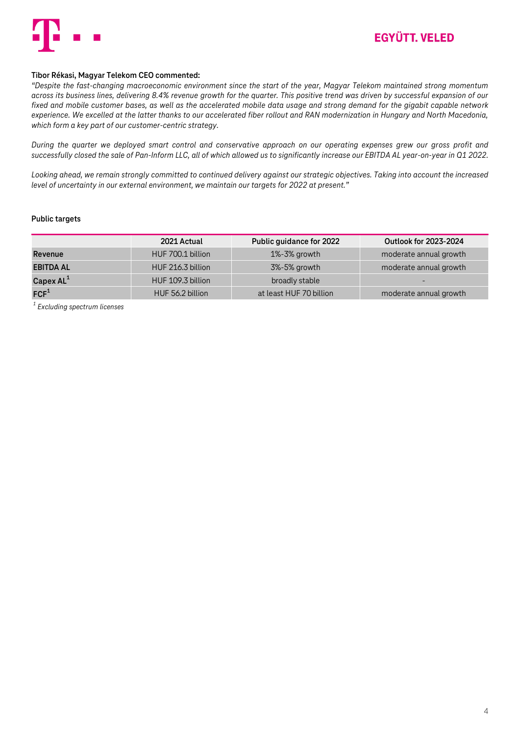**Tibor Rékasi, Magyar Telekom CEO commented:**

*"Despite the fast-changing macroeconomic environment since the start of the year, Magyar Telekom maintained strong momentum across its business lines, delivering 8.4% revenue growth for the quarter. This positive trend was driven by successful expansion of our fixed and mobile customer bases, as well as the accelerated mobile data usage and strong demand for the gigabit capable network experience. We excelled at the latter thanks to our accelerated fiber rollout and RAN modernization in Hungary and North Macedonia, which form a key part of our customer-centric strategy.*

*During the quarter we deployed smart control and conservative approach on our operating expenses grew our gross profit and successfully closed the sale of Pan-Inform LLC, all of which allowed us to significantly increase our EBITDA AL year-on-year in Q1 2022.*

*Looking ahead, we remain strongly committed to continued delivery against our strategic objectives. Taking into account the increased level of uncertainty in our external environment, we maintain our targets for 2022 at present."*

**Public targets**

| | 2021 Actual | Public guidance for 2022 | Outlook for 2023-2024 |
|---|---|---|---|
| **Revenue** | HUF 700.1 billion | 1%-3% growth | moderate annual growth |
| **EBITDA AL** | HUF 216.3 billion | 3%-5% growth | moderate annual growth |
| **Capex AL**[1] | HUF 109.3 billion | broadly stable | - |
| **FCF**[1] | HUF 56.2 billion | at least HUF 70 billion | moderate annual growth |

[1] *Excluding spectrum licenses*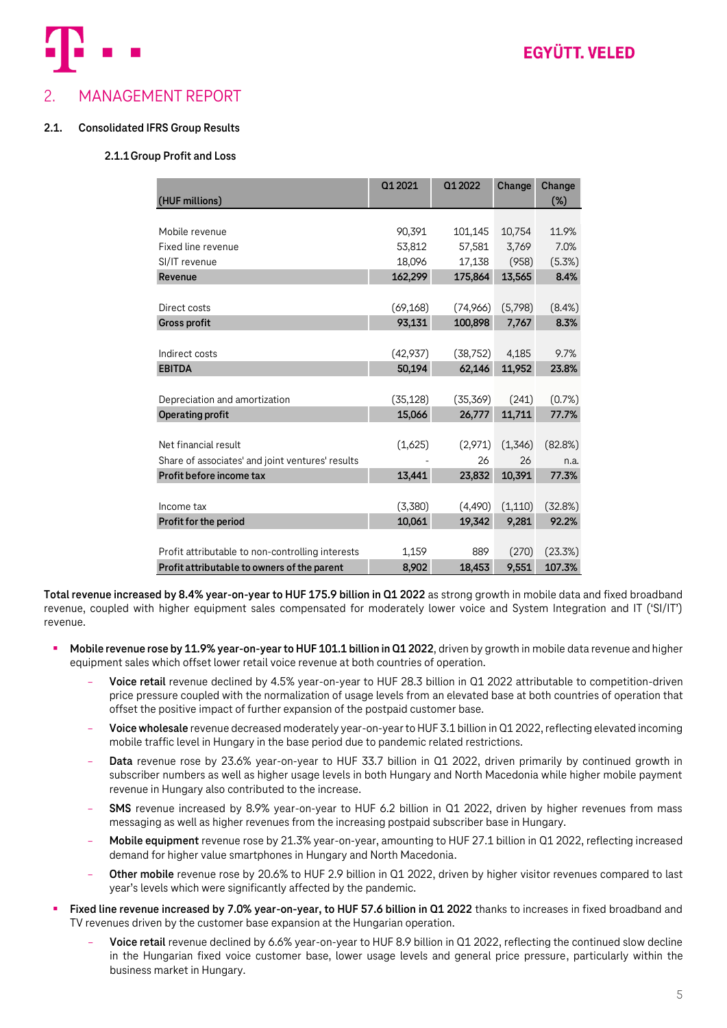## 2. MANAGEMENT REPORT

### 2.1. Consolidated IFRS Group Results

#### 2.1.1 Group Profit and Loss

| (HUF millions) | Q1 2021 | Q1 2022 | Change | Change (%) |
|---|---|---|---|---|
| Mobile revenue | 90,391 | 101,145 | 10,754 | 11.9% |
| Fixed line revenue | 53,812 | 57,581 | 3,769 | 7.0% |
| SI/IT revenue | 18,096 | 17,138 | (958) | (5.3%) |
| **Revenue** | **162,299** | **175,864** | **13,565** | **8.4%** |
| Direct costs | (69,168) | (74,966) | (5,798) | (8.4%) |
| **Gross profit** | **93,131** | **100,898** | **7,767** | **8.3%** |
| Indirect costs | (42,937) | (38,752) | 4,185 | 9.7% |
| **EBITDA** | **50,194** | **62,146** | **11,952** | **23.8%** |
| Depreciation and amortization | (35,128) | (35,369) | (241) | (0.7%) |
| **Operating profit** | **15,066** | **26,777** | **11,711** | **77.7%** |
| Net financial result | (1,625) | (2,971) | (1,346) | (82.8%) |
| Share of associates' and joint ventures' results | - | 26 | 26 | n.a. |
| **Profit before income tax** | **13,441** | **23,832** | **10,391** | **77.3%** |
| Income tax | (3,380) | (4,490) | (1,110) | (32.8%) |
| **Profit for the period** | **10,061** | **19,342** | **9,281** | **92.2%** |
| Profit attributable to non-controlling interests | 1,159 | 889 | (270) | (23.3%) |
| **Profit attributable to owners of the parent** | **8,902** | **18,453** | **9,551** | **107.3%** |

**Total revenue increased by 8.4% year-on-year to HUF 175.9 billion in Q1 2022** as strong growth in mobile data and fixed broadband revenue, coupled with higher equipment sales compensated for moderately lower voice and System Integration and IT ('SI/IT') revenue.

- **Mobile revenue rose by 11.9% year-on-year to HUF 101.1 billion in Q1 2022**, driven by growth in mobile data revenue and higher equipment sales which offset lower retail voice revenue at both countries of operation.
  - **Voice retail** revenue declined by 4.5% year-on-year to HUF 28.3 billion in Q1 2022 attributable to competition-driven price pressure coupled with the normalization of usage levels from an elevated base at both countries of operation that offset the positive impact of further expansion of the postpaid customer base.
  - **Voice wholesale** revenue decreased moderately year-on-year to HUF 3.1 billion in Q1 2022, reflecting elevated incoming mobile traffic level in Hungary in the base period due to pandemic related restrictions.
  - **Data** revenue rose by 23.6% year-on-year to HUF 33.7 billion in Q1 2022, driven primarily by continued growth in subscriber numbers as well as higher usage levels in both Hungary and North Macedonia while higher mobile payment revenue in Hungary also contributed to the increase.
  - **SMS** revenue increased by 8.9% year-on-year to HUF 6.2 billion in Q1 2022, driven by higher revenues from mass messaging as well as higher revenues from the increasing postpaid subscriber base in Hungary.
  - **Mobile equipment** revenue rose by 21.3% year-on-year, amounting to HUF 27.1 billion in Q1 2022, reflecting increased demand for higher value smartphones in Hungary and North Macedonia.
  - **Other mobile** revenue rose by 20.6% to HUF 2.9 billion in Q1 2022, driven by higher visitor revenues compared to last year's levels which were significantly affected by the pandemic.
- **Fixed line revenue increased by 7.0% year-on-year, to HUF 57.6 billion in Q1 2022** thanks to increases in fixed broadband and TV revenues driven by the customer base expansion at the Hungarian operation.
  - **Voice retail** revenue declined by 6.6% year-on-year to HUF 8.9 billion in Q1 2022, reflecting the continued slow decline in the Hungarian fixed voice customer base, lower usage levels and general price pressure, particularly within the business market in Hungary.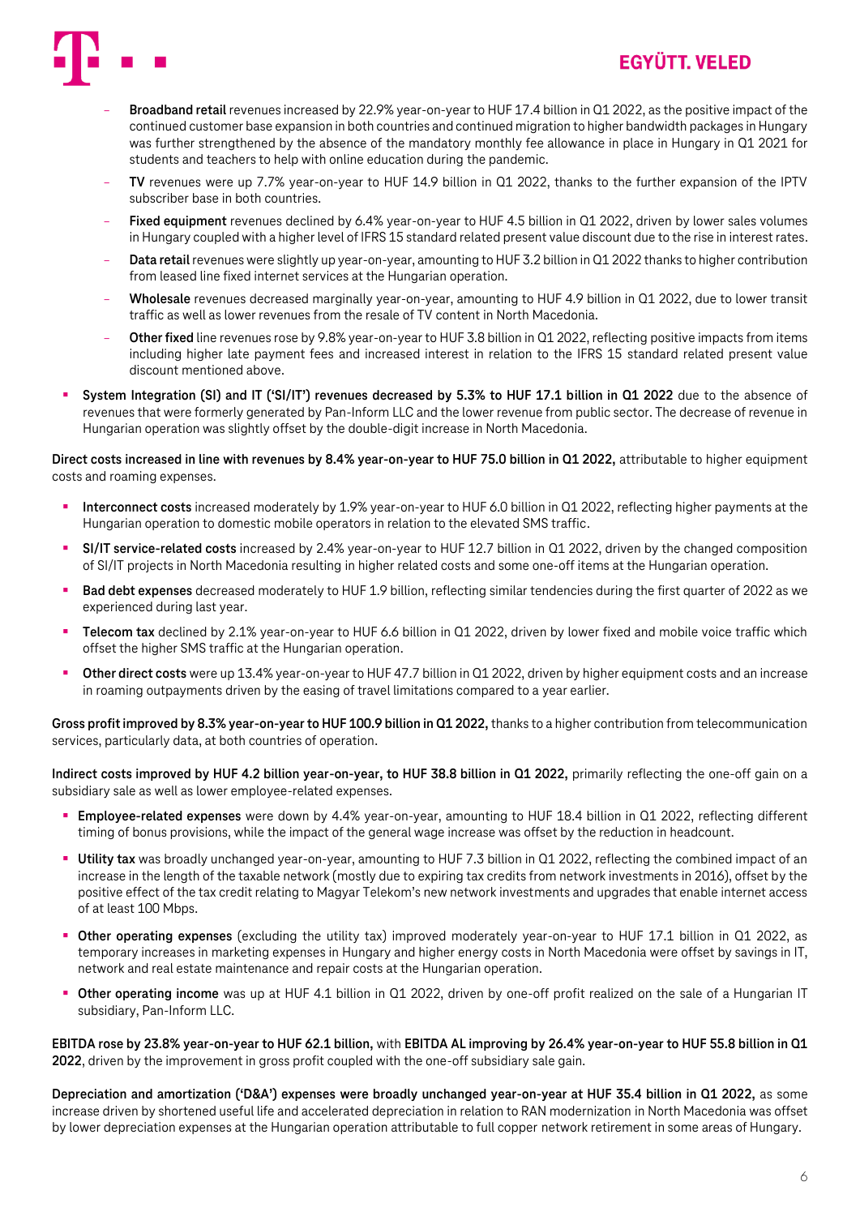- **Broadband retail** revenues increased by 22.9% year-on-year to HUF 17.4 billion in Q1 2022, as the positive impact of the continued customer base expansion in both countries and continued migration to higher bandwidth packages in Hungary was further strengthened by the absence of the mandatory monthly fee allowance in place in Hungary in Q1 2021 for students and teachers to help with online education during the pandemic.
- **TV** revenues were up 7.7% year-on-year to HUF 14.9 billion in Q1 2022, thanks to the further expansion of the IPTV subscriber base in both countries.
- **Fixed equipment** revenues declined by 6.4% year-on-year to HUF 4.5 billion in Q1 2022, driven by lower sales volumes in Hungary coupled with a higher level of IFRS 15 standard related present value discount due to the rise in interest rates.
- **Data retail** revenues were slightly up year-on-year, amounting to HUF 3.2 billion in Q1 2022 thanks to higher contribution from leased line fixed internet services at the Hungarian operation.
- **Wholesale** revenues decreased marginally year-on-year, amounting to HUF 4.9 billion in Q1 2022, due to lower transit traffic as well as lower revenues from the resale of TV content in North Macedonia.
- **Other fixed** line revenues rose by 9.8% year-on-year to HUF 3.8 billion in Q1 2022, reflecting positive impacts from items including higher late payment fees and increased interest in relation to the IFRS 15 standard related present value discount mentioned above.

- **System Integration (SI) and IT ('SI/IT') revenues decreased by 5.3% to HUF 17.1 billion in Q1 2022** due to the absence of revenues that were formerly generated by Pan-Inform LLC and the lower revenue from public sector. The decrease of revenue in Hungarian operation was slightly offset by the double-digit increase in North Macedonia.

**Direct costs increased in line with revenues by 8.4% year-on-year to HUF 75.0 billion in Q1 2022,** attributable to higher equipment costs and roaming expenses.

- **Interconnect costs** increased moderately by 1.9% year-on-year to HUF 6.0 billion in Q1 2022, reflecting higher payments at the Hungarian operation to domestic mobile operators in relation to the elevated SMS traffic.
- **SI/IT service-related costs** increased by 2.4% year-on-year to HUF 12.7 billion in Q1 2022, driven by the changed composition of SI/IT projects in North Macedonia resulting in higher related costs and some one-off items at the Hungarian operation.
- **Bad debt expenses** decreased moderately to HUF 1.9 billion, reflecting similar tendencies during the first quarter of 2022 as we experienced during last year.
- **Telecom tax** declined by 2.1% year-on-year to HUF 6.6 billion in Q1 2022, driven by lower fixed and mobile voice traffic which offset the higher SMS traffic at the Hungarian operation.
- **Other direct costs** were up 13.4% year-on-year to HUF 47.7 billion in Q1 2022, driven by higher equipment costs and an increase in roaming outpayments driven by the easing of travel limitations compared to a year earlier.

**Gross profit improved by 8.3% year-on-year to HUF 100.9 billion in Q1 2022,** thanks to a higher contribution from telecommunication services, particularly data, at both countries of operation.

**Indirect costs improved by HUF 4.2 billion year-on-year, to HUF 38.8 billion in Q1 2022,** primarily reflecting the one-off gain on a subsidiary sale as well as lower employee-related expenses.

- **Employee-related expenses** were down by 4.4% year-on-year, amounting to HUF 18.4 billion in Q1 2022, reflecting different timing of bonus provisions, while the impact of the general wage increase was offset by the reduction in headcount.
- **Utility tax** was broadly unchanged year-on-year, amounting to HUF 7.3 billion in Q1 2022, reflecting the combined impact of an increase in the length of the taxable network (mostly due to expiring tax credits from network investments in 2016), offset by the positive effect of the tax credit relating to Magyar Telekom's new network investments and upgrades that enable internet access of at least 100 Mbps.
- **Other operating expenses** (excluding the utility tax) improved moderately year-on-year to HUF 17.1 billion in Q1 2022, as temporary increases in marketing expenses in Hungary and higher energy costs in North Macedonia were offset by savings in IT, network and real estate maintenance and repair costs at the Hungarian operation.
- **Other operating income** was up at HUF 4.1 billion in Q1 2022, driven by one-off profit realized on the sale of a Hungarian IT subsidiary, Pan-Inform LLC.

**EBITDA rose by 23.8% year-on-year to HUF 62.1 billion,** with **EBITDA AL improving by 26.4% year-on-year to HUF 55.8 billion in Q1 2022**, driven by the improvement in gross profit coupled with the one-off subsidiary sale gain.

**Depreciation and amortization ('D&A') expenses were broadly unchanged year-on-year at HUF 35.4 billion in Q1 2022,** as some increase driven by shortened useful life and accelerated depreciation in relation to RAN modernization in North Macedonia was offset by lower depreciation expenses at the Hungarian operation attributable to full copper network retirement in some areas of Hungary.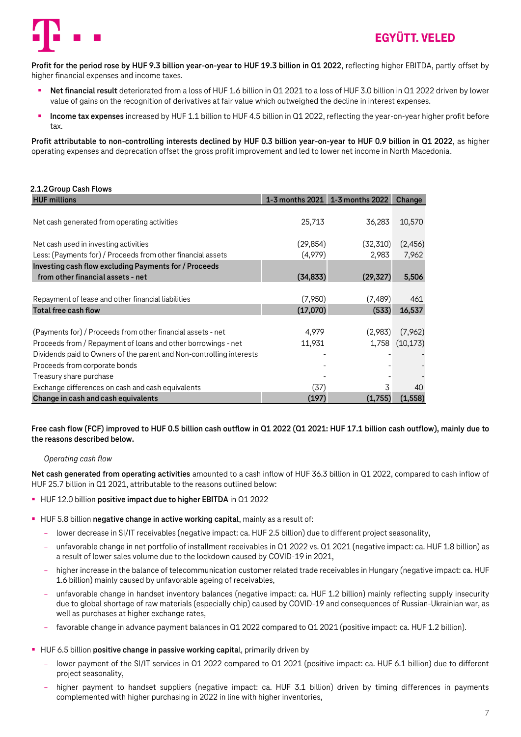**Profit for the period rose by HUF 9.3 billion year-on-year to HUF 19.3 billion in Q1 2022**, reflecting higher EBITDA, partly offset by higher financial expenses and income taxes.

- **Net financial result** deteriorated from a loss of HUF 1.6 billion in Q1 2021 to a loss of HUF 3.0 billion in Q1 2022 driven by lower value of gains on the recognition of derivatives at fair value which outweighed the decline in interest expenses.
- **Income tax expenses** increased by HUF 1.1 billion to HUF 4.5 billion in Q1 2022, reflecting the year-on-year higher profit before tax.

**Profit attributable to non-controlling interests declined by HUF 0.3 billion year-on-year to HUF 0.9 billion in Q1 2022**, as higher operating expenses and deprecation offset the gross profit improvement and led to lower net income in North Macedonia.

### 2.1.2 Group Cash Flows

| HUF millions | 1-3 months 2021 | 1-3 months 2022 | Change |
|---|---|---|---|
| Net cash generated from operating activities | 25,713 | 36,283 | 10,570 |
| Net cash used in investing activities | (29,854) | (32,310) | (2,456) |
| Less: (Payments for) / Proceeds from other financial assets | (4,979) | 2,983 | 7,962 |
| **Investing cash flow excluding Payments for / Proceeds from other financial assets - net** | **(34,833)** | **(29,327)** | **5,506** |
| Repayment of lease and other financial liabilities | (7,950) | (7,489) | 461 |
| **Total free cash flow** | **(17,070)** | **(533)** | **16,537** |
| (Payments for) / Proceeds from other financial assets - net | 4,979 | (2,983) | (7,962) |
| Proceeds from / Repayment of loans and other borrowings - net | 11,931 | 1,758 | (10,173) |
| Dividends paid to Owners of the parent and Non-controlling interests | - | - | - |
| Proceeds from corporate bonds | - | - | - |
| Treasury share purchase | - | - | - |
| Exchange differences on cash and cash equivalents | (37) | 3 | 40 |
| **Change in cash and cash equivalents** | **(197)** | **(1,755)** | **(1,558)** |

**Free cash flow (FCF) improved to HUF 0.5 billion cash outflow in Q1 2022 (Q1 2021: HUF 17.1 billion cash outflow), mainly due to the reasons described below.**

*Operating cash flow*

**Net cash generated from operating activities** amounted to a cash inflow of HUF 36.3 billion in Q1 2022, compared to cash inflow of HUF 25.7 billion in Q1 2021, attributable to the reasons outlined below:

- HUF 12.0 billion **positive impact due to higher EBITDA** in Q1 2022
- HUF 5.8 billion **negative change in active working capital**, mainly as a result of:
  - lower decrease in SI/IT receivables (negative impact: ca. HUF 2.5 billion) due to different project seasonality,
  - unfavorable change in net portfolio of installment receivables in Q1 2022 vs. Q1 2021 (negative impact: ca. HUF 1.8 billion) as a result of lower sales volume due to the lockdown caused by COVID-19 in 2021,
  - higher increase in the balance of telecommunication customer related trade receivables in Hungary (negative impact: ca. HUF 1.6 billion) mainly caused by unfavorable ageing of receivables,
  - unfavorable change in handset inventory balances (negative impact: ca. HUF 1.2 billion) mainly reflecting supply insecurity due to global shortage of raw materials (especially chip) caused by COVID-19 and consequences of Russian-Ukrainian war, as well as purchases at higher exchange rates,
  - favorable change in advance payment balances in Q1 2022 compared to Q1 2021 (positive impact: ca. HUF 1.2 billion).
- HUF 6.5 billion **positive change in passive working capita**l, primarily driven by
  - lower payment of the SI/IT services in Q1 2022 compared to Q1 2021 (positive impact: ca. HUF 6.1 billion) due to different project seasonality,
  - higher payment to handset suppliers (negative impact: ca. HUF 3.1 billion) driven by timing differences in payments complemented with higher purchasing in 2022 in line with higher inventories,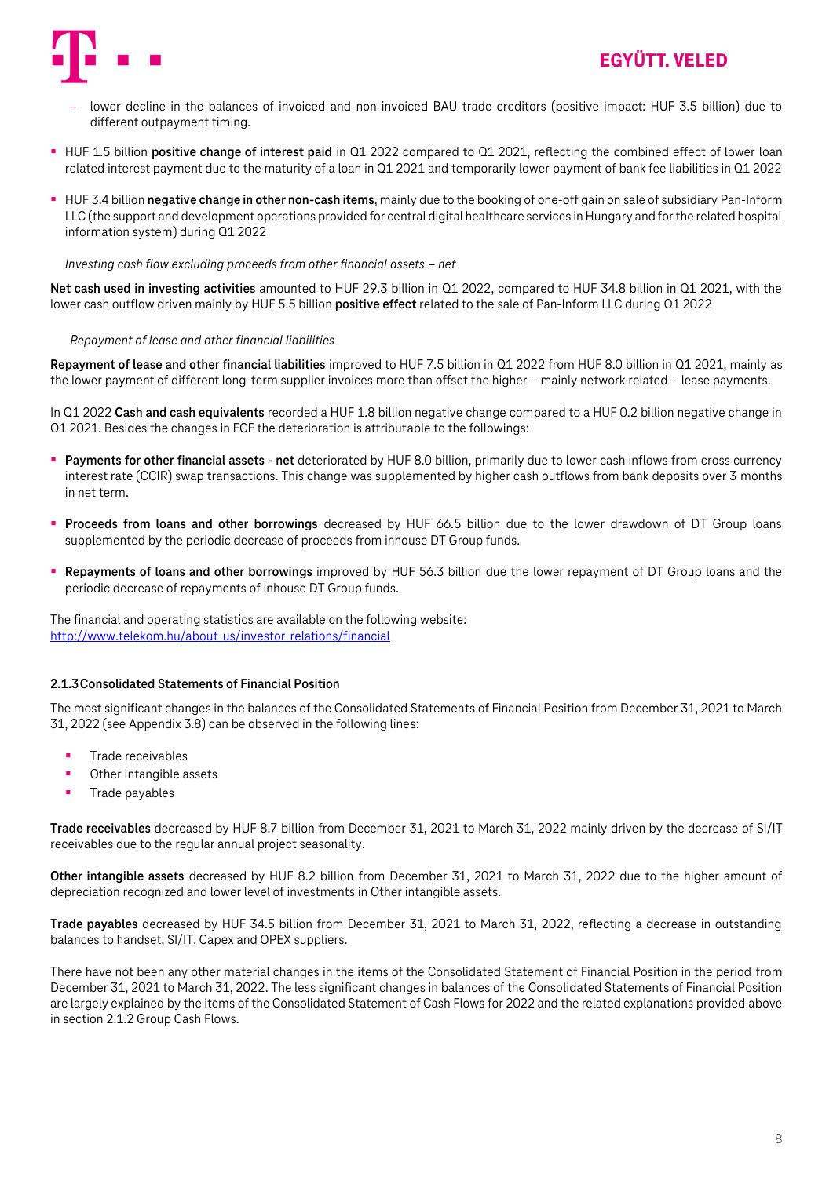- lower decline in the balances of invoiced and non-invoiced BAU trade creditors (positive impact: HUF 3.5 billion) due to different outpayment timing.

- HUF 1.5 billion **positive change of interest paid** in Q1 2022 compared to Q1 2021, reflecting the combined effect of lower loan related interest payment due to the maturity of a loan in Q1 2021 and temporarily lower payment of bank fee liabilities in Q1 2022
- HUF 3.4 billion **negative change in other non-cash items**, mainly due to the booking of one-off gain on sale of subsidiary Pan-Inform LLC (the support and development operations provided for central digital healthcare services in Hungary and for the related hospital information system) during Q1 2022

*Investing cash flow excluding proceeds from other financial assets – net*

**Net cash used in investing activities** amounted to HUF 29.3 billion in Q1 2022, compared to HUF 34.8 billion in Q1 2021, with the lower cash outflow driven mainly by HUF 5.5 billion **positive effect** related to the sale of Pan-Inform LLC during Q1 2022

*Repayment of lease and other financial liabilities*

**Repayment of lease and other financial liabilities** improved to HUF 7.5 billion in Q1 2022 from HUF 8.0 billion in Q1 2021, mainly as the lower payment of different long-term supplier invoices more than offset the higher – mainly network related – lease payments.

In Q1 2022 **Cash and cash equivalents** recorded a HUF 1.8 billion negative change compared to a HUF 0.2 billion negative change in Q1 2021. Besides the changes in FCF the deterioration is attributable to the followings:

- **Payments for other financial assets - net** deteriorated by HUF 8.0 billion, primarily due to lower cash inflows from cross currency interest rate (CCIR) swap transactions. This change was supplemented by higher cash outflows from bank deposits over 3 months in net term.
- **Proceeds from loans and other borrowings** decreased by HUF 66.5 billion due to the lower drawdown of DT Group loans supplemented by the periodic decrease of proceeds from inhouse DT Group funds.
- **Repayments of loans and other borrowings** improved by HUF 56.3 billion due the lower repayment of DT Group loans and the periodic decrease of repayments of inhouse DT Group funds.

The financial and operating statistics are available on the following website:
[http://www.telekom.hu/about_us/investor_relations/financial](http://www.telekom.hu/about_us/investor_relations/financial)

### 2.1.3 Consolidated Statements of Financial Position

The most significant changes in the balances of the Consolidated Statements of Financial Position from December 31, 2021 to March 31, 2022 (see Appendix 3.8) can be observed in the following lines:

- Trade receivables
- Other intangible assets
- Trade payables

**Trade receivables** decreased by HUF 8.7 billion from December 31, 2021 to March 31, 2022 mainly driven by the decrease of SI/IT receivables due to the regular annual project seasonality.

**Other intangible assets** decreased by HUF 8.2 billion from December 31, 2021 to March 31, 2022 due to the higher amount of depreciation recognized and lower level of investments in Other intangible assets.

**Trade payables** decreased by HUF 34.5 billion from December 31, 2021 to March 31, 2022, reflecting a decrease in outstanding balances to handset, SI/IT, Capex and OPEX suppliers.

There have not been any other material changes in the items of the Consolidated Statement of Financial Position in the period from December 31, 2021 to March 31, 2022. The less significant changes in balances of the Consolidated Statements of Financial Position are largely explained by the items of the Consolidated Statement of Cash Flows for 2022 and the related explanations provided above in section 2.1.2 Group Cash Flows.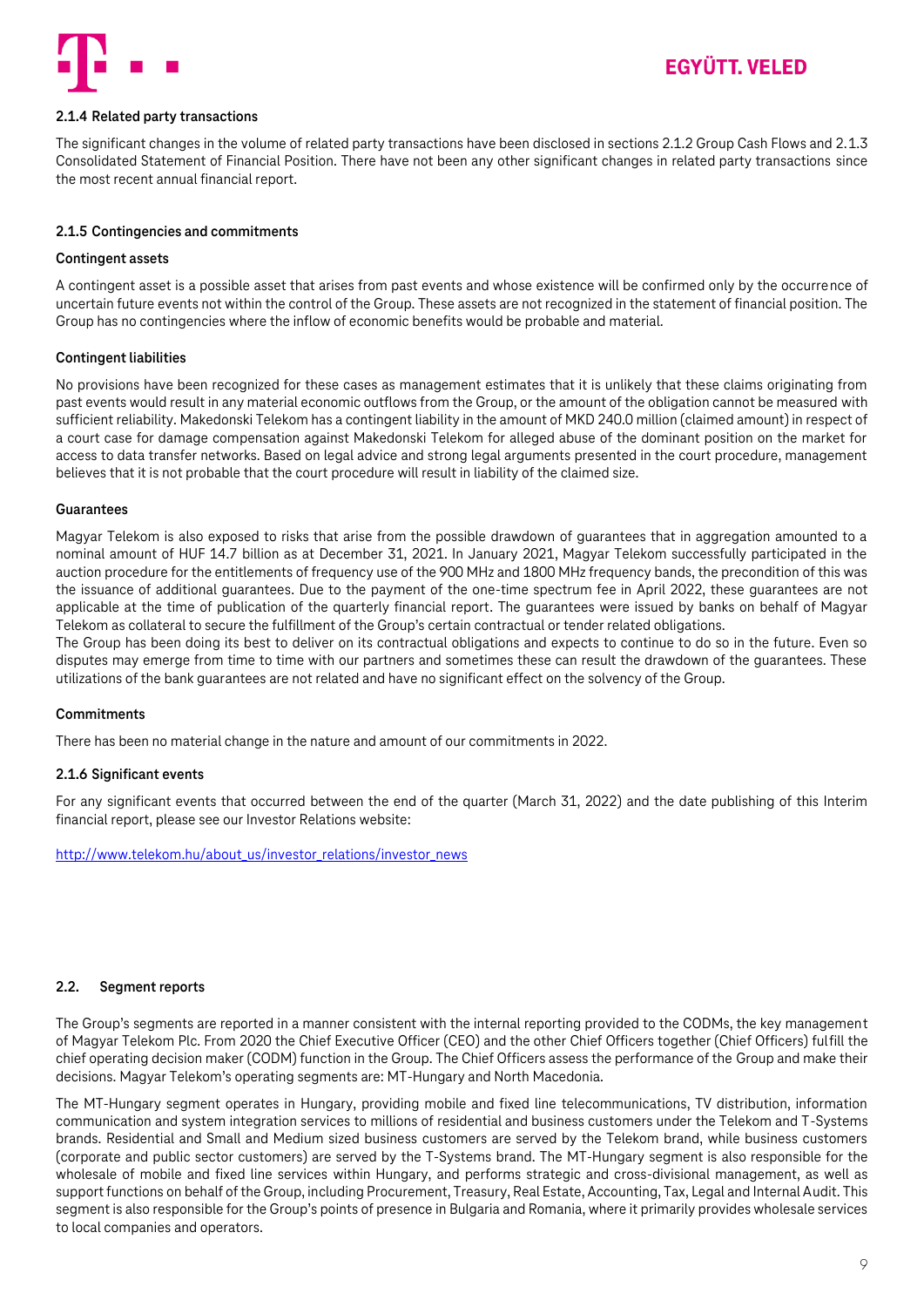### 2.1.4 Related party transactions

The significant changes in the volume of related party transactions have been disclosed in sections 2.1.2 Group Cash Flows and 2.1.3 Consolidated Statement of Financial Position. There have not been any other significant changes in related party transactions since the most recent annual financial report.

### 2.1.5 Contingencies and commitments

**Contingent assets**

A contingent asset is a possible asset that arises from past events and whose existence will be confirmed only by the occurrence of uncertain future events not within the control of the Group. These assets are not recognized in the statement of financial position. The Group has no contingencies where the inflow of economic benefits would be probable and material.

**Contingent liabilities**

No provisions have been recognized for these cases as management estimates that it is unlikely that these claims originating from past events would result in any material economic outflows from the Group, or the amount of the obligation cannot be measured with sufficient reliability. Makedonski Telekom has a contingent liability in the amount of MKD 240.0 million (claimed amount) in respect of a court case for damage compensation against Makedonski Telekom for alleged abuse of the dominant position on the market for access to data transfer networks. Based on legal advice and strong legal arguments presented in the court procedure, management believes that it is not probable that the court procedure will result in liability of the claimed size.

**Guarantees**

Magyar Telekom is also exposed to risks that arise from the possible drawdown of guarantees that in aggregation amounted to a nominal amount of HUF 14.7 billion as at December 31, 2021. In January 2021, Magyar Telekom successfully participated in the auction procedure for the entitlements of frequency use of the 900 MHz and 1800 MHz frequency bands, the precondition of this was the issuance of additional guarantees. Due to the payment of the one-time spectrum fee in April 2022, these guarantees are not applicable at the time of publication of the quarterly financial report. The guarantees were issued by banks on behalf of Magyar Telekom as collateral to secure the fulfillment of the Group's certain contractual or tender related obligations.

The Group has been doing its best to deliver on its contractual obligations and expects to continue to do so in the future. Even so disputes may emerge from time to time with our partners and sometimes these can result the drawdown of the guarantees. These utilizations of the bank guarantees are not related and have no significant effect on the solvency of the Group.

**Commitments**

There has been no material change in the nature and amount of our commitments in 2022.

### 2.1.6 Significant events

For any significant events that occurred between the end of the quarter (March 31, 2022) and the date publishing of this Interim financial report, please see our Investor Relations website:

http://www.telekom.hu/about_us/investor_relations/investor_news

## 2.2. Segment reports

The Group's segments are reported in a manner consistent with the internal reporting provided to the CODMs, the key management of Magyar Telekom Plc. From 2020 the Chief Executive Officer (CEO) and the other Chief Officers together (Chief Officers) fulfill the chief operating decision maker (CODM) function in the Group. The Chief Officers assess the performance of the Group and make their decisions. Magyar Telekom's operating segments are: MT-Hungary and North Macedonia.

The MT-Hungary segment operates in Hungary, providing mobile and fixed line telecommunications, TV distribution, information communication and system integration services to millions of residential and business customers under the Telekom and T-Systems brands. Residential and Small and Medium sized business customers are served by the Telekom brand, while business customers (corporate and public sector customers) are served by the T-Systems brand. The MT-Hungary segment is also responsible for the wholesale of mobile and fixed line services within Hungary, and performs strategic and cross-divisional management, as well as support functions on behalf of the Group, including Procurement, Treasury, Real Estate, Accounting, Tax, Legal and Internal Audit. This segment is also responsible for the Group's points of presence in Bulgaria and Romania, where it primarily provides wholesale services to local companies and operators.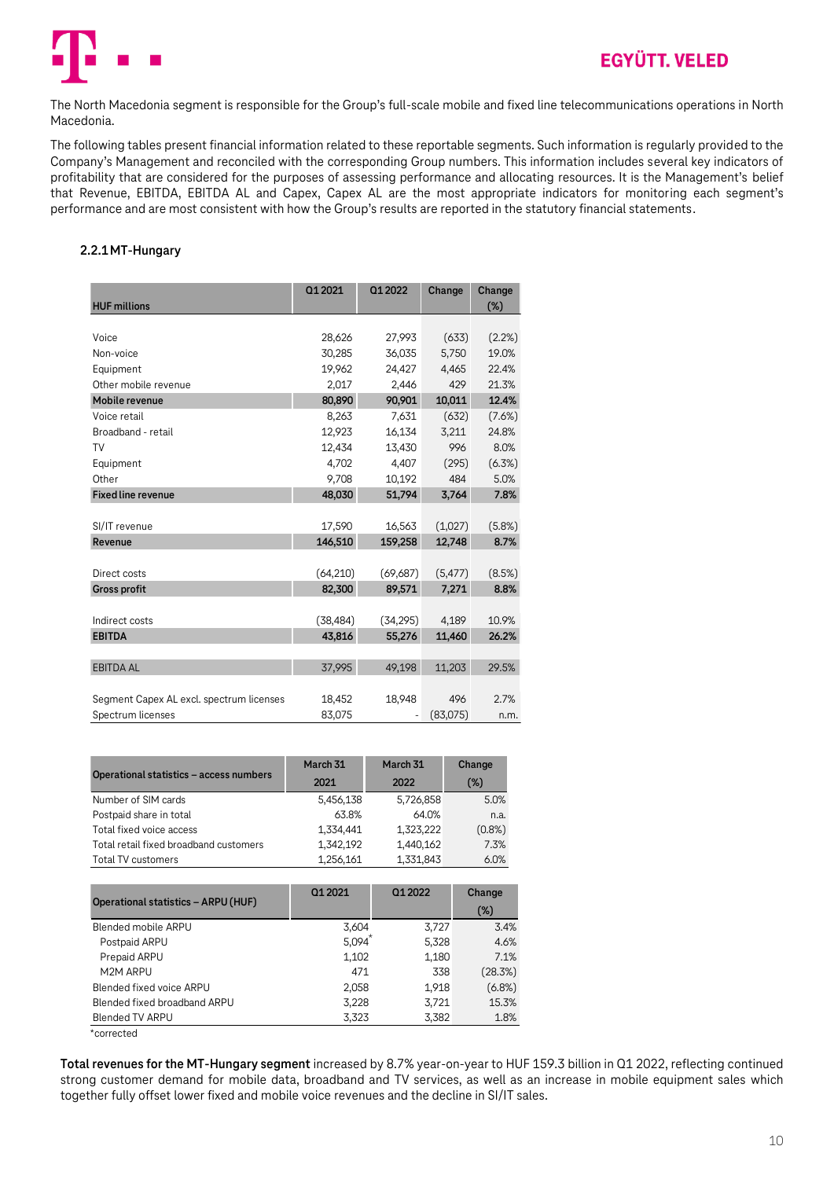The North Macedonia segment is responsible for the Group's full-scale mobile and fixed line telecommunications operations in North Macedonia.

The following tables present financial information related to these reportable segments. Such information is regularly provided to the Company's Management and reconciled with the corresponding Group numbers. This information includes several key indicators of profitability that are considered for the purposes of assessing performance and allocating resources. It is the Management's belief that Revenue, EBITDA, EBITDA AL and Capex, Capex AL are the most appropriate indicators for monitoring each segment's performance and are most consistent with how the Group's results are reported in the statutory financial statements.

### 2.2.1 MT-Hungary

| HUF millions | Q1 2021 | Q1 2022 | Change | Change (%) |
|---|---|---|---|---|
| Voice | 28,626 | 27,993 | (633) | (2.2%) |
| Non-voice | 30,285 | 36,035 | 5,750 | 19.0% |
| Equipment | 19,962 | 24,427 | 4,465 | 22.4% |
| Other mobile revenue | 2,017 | 2,446 | 429 | 21.3% |
| **Mobile revenue** | **80,890** | **90,901** | **10,011** | **12.4%** |
| Voice retail | 8,263 | 7,631 | (632) | (7.6%) |
| Broadband - retail | 12,923 | 16,134 | 3,211 | 24.8% |
| TV | 12,434 | 13,430 | 996 | 8.0% |
| Equipment | 4,702 | 4,407 | (295) | (6.3%) |
| Other | 9,708 | 10,192 | 484 | 5.0% |
| **Fixed line revenue** | **48,030** | **51,794** | **3,764** | **7.8%** |
| SI/IT revenue | 17,590 | 16,563 | (1,027) | (5.8%) |
| **Revenue** | **146,510** | **159,258** | **12,748** | **8.7%** |
| Direct costs | (64,210) | (69,687) | (5,477) | (8.5%) |
| **Gross profit** | **82,300** | **89,571** | **7,271** | **8.8%** |
| Indirect costs | (38,484) | (34,295) | 4,189 | 10.9% |
| **EBITDA** | **43,816** | **55,276** | **11,460** | **26.2%** |
| EBITDA AL | 37,995 | 49,198 | 11,203 | 29.5% |
| Segment Capex AL excl. spectrum licenses | 18,452 | 18,948 | 496 | 2.7% |
| Spectrum licenses | 83,075 | - | (83,075) | n.m. |

| Operational statistics – access numbers | March 31 2021 | March 31 2022 | Change (%) |
|---|---|---|---|
| Number of SIM cards | 5,456,138 | 5,726,858 | 5.0% |
| Postpaid share in total | 63.8% | 64.0% | n.a. |
| Total fixed voice access | 1,334,441 | 1,323,222 | (0.8%) |
| Total retail fixed broadband customers | 1,342,192 | 1,440,162 | 7.3% |
| Total TV customers | 1,256,161 | 1,331,843 | 6.0% |

| Operational statistics – ARPU (HUF) | Q1 2021 | Q1 2022 | Change (%) |
|---|---|---|---|
| Blended mobile ARPU | 3,604 | 3,727 | 3.4% |
| Postpaid ARPU | 5,094* | 5,328 | 4.6% |
| Prepaid ARPU | 1,102 | 1,180 | 7.1% |
| M2M ARPU | 471 | 338 | (28.3%) |
| Blended fixed voice ARPU | 2,058 | 1,918 | (6.8%) |
| Blended fixed broadband ARPU | 3,228 | 3,721 | 15.3% |
| Blended TV ARPU | 3,323 | 3,382 | 1.8% |

*corrected

**Total revenues for the MT-Hungary segment** increased by 8.7% year-on-year to HUF 159.3 billion in Q1 2022, reflecting continued strong customer demand for mobile data, broadband and TV services, as well as an increase in mobile equipment sales which together fully offset lower fixed and mobile voice revenues and the decline in SI/IT sales.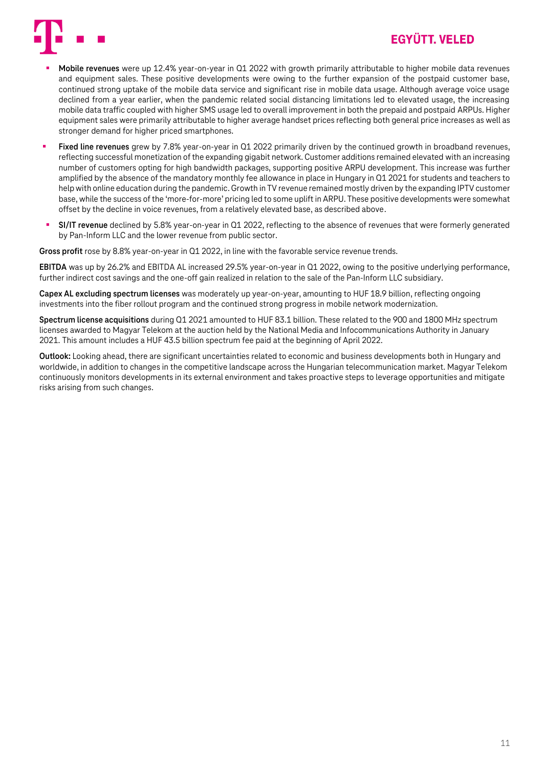- **Mobile revenues** were up 12.4% year-on-year in Q1 2022 with growth primarily attributable to higher mobile data revenues and equipment sales. These positive developments were owing to the further expansion of the postpaid customer base, continued strong uptake of the mobile data service and significant rise in mobile data usage. Although average voice usage declined from a year earlier, when the pandemic related social distancing limitations led to elevated usage, the increasing mobile data traffic coupled with higher SMS usage led to overall improvement in both the prepaid and postpaid ARPUs. Higher equipment sales were primarily attributable to higher average handset prices reflecting both general price increases as well as stronger demand for higher priced smartphones.
- **Fixed line revenues** grew by 7.8% year-on-year in Q1 2022 primarily driven by the continued growth in broadband revenues, reflecting successful monetization of the expanding gigabit network. Customer additions remained elevated with an increasing number of customers opting for high bandwidth packages, supporting positive ARPU development. This increase was further amplified by the absence of the mandatory monthly fee allowance in place in Hungary in Q1 2021 for students and teachers to help with online education during the pandemic. Growth in TV revenue remained mostly driven by the expanding IPTV customer base, while the success of the 'more-for-more' pricing led to some uplift in ARPU. These positive developments were somewhat offset by the decline in voice revenues, from a relatively elevated base, as described above.
- **SI/IT revenue** declined by 5.8% year-on-year in Q1 2022, reflecting to the absence of revenues that were formerly generated by Pan-Inform LLC and the lower revenue from public sector.

**Gross profit** rose by 8.8% year-on-year in Q1 2022, in line with the favorable service revenue trends.

**EBITDA** was up by 26.2% and EBITDA AL increased 29.5% year-on-year in Q1 2022, owing to the positive underlying performance, further indirect cost savings and the one-off gain realized in relation to the sale of the Pan-Inform LLC subsidiary.

**Capex AL excluding spectrum licenses** was moderately up year-on-year, amounting to HUF 18.9 billion, reflecting ongoing investments into the fiber rollout program and the continued strong progress in mobile network modernization.

**Spectrum license acquisitions** during Q1 2021 amounted to HUF 83.1 billion. These related to the 900 and 1800 MHz spectrum licenses awarded to Magyar Telekom at the auction held by the National Media and Infocommunications Authority in January 2021. This amount includes a HUF 43.5 billion spectrum fee paid at the beginning of April 2022.

**Outlook:** Looking ahead, there are significant uncertainties related to economic and business developments both in Hungary and worldwide, in addition to changes in the competitive landscape across the Hungarian telecommunication market. Magyar Telekom continuously monitors developments in its external environment and takes proactive steps to leverage opportunities and mitigate risks arising from such changes.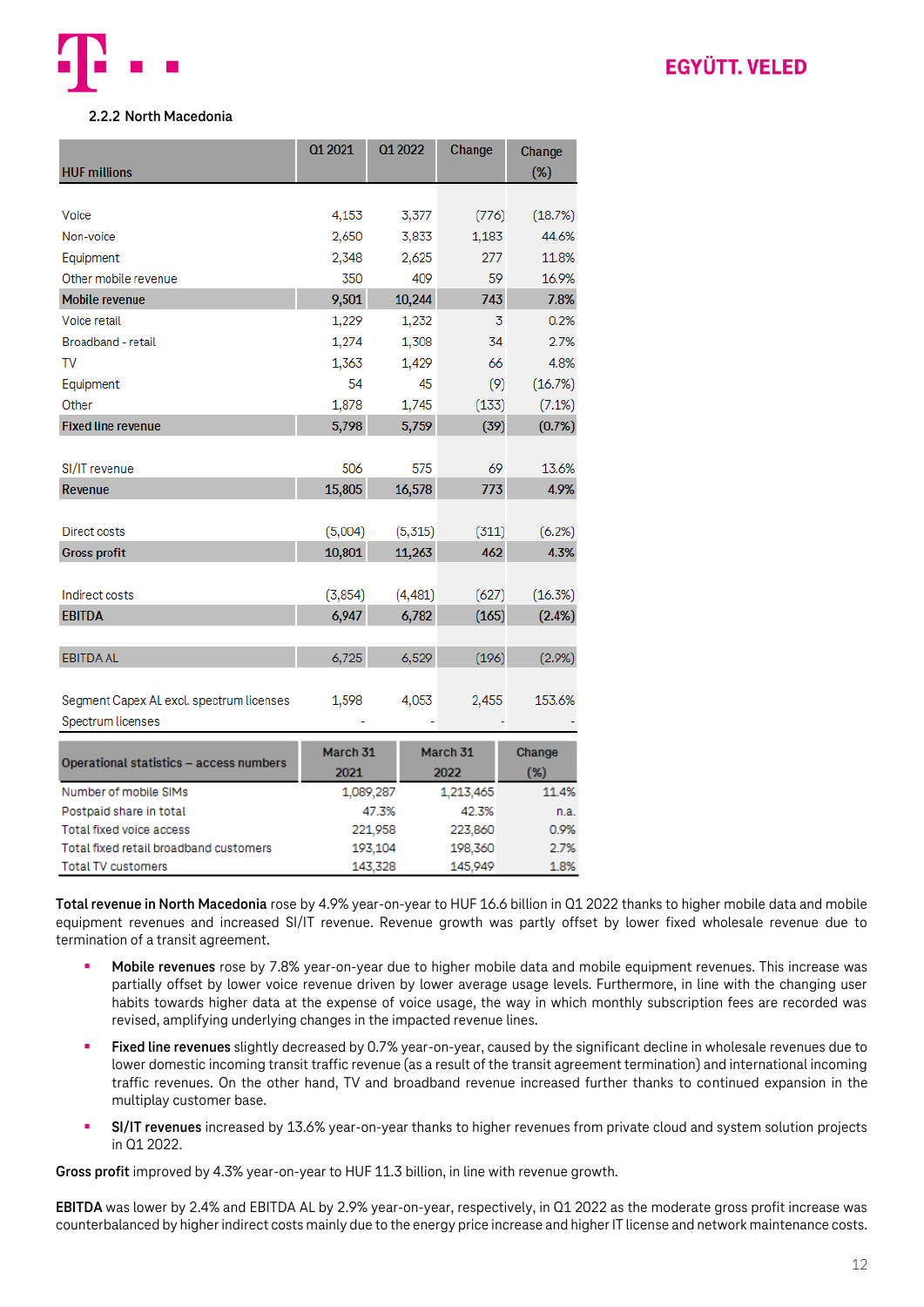### 2.2.2 North Macedonia

| HUF millions | Q1 2021 | Q1 2022 | Change | Change (%) |
|---|---|---|---|---|
| Voice | 4,153 | 3,377 | (776) | (18.7%) |
| Non-voice | 2,650 | 3,833 | 1,183 | 44.6% |
| Equipment | 2,348 | 2,625 | 277 | 11.8% |
| Other mobile revenue | 350 | 409 | 59 | 16.9% |
| **Mobile revenue** | **9,501** | **10,244** | **743** | **7.8%** |
| Voice retail | 1,229 | 1,232 | 3 | 0.2% |
| Broadband - retail | 1,274 | 1,308 | 34 | 2.7% |
| TV | 1,363 | 1,429 | 66 | 4.8% |
| Equipment | 54 | 45 | (9) | (16.7%) |
| Other | 1,878 | 1,745 | (133) | (7.1%) |
| **Fixed line revenue** | **5,798** | **5,759** | **(39)** | **(0.7%)** |
| SI/IT revenue | 506 | 575 | 69 | 13.6% |
| **Revenue** | **15,805** | **16,578** | **773** | **4.9%** |
| Direct costs | (5,004) | (5,315) | (311) | (6.2%) |
| **Gross profit** | **10,801** | **11,263** | **462** | **4.3%** |
| Indirect costs | (3,854) | (4,481) | (627) | (16.3%) |
| **EBITDA** | **6,947** | **6,782** | **(165)** | **(2.4%)** |
| EBITDA AL | 6,725 | 6,529 | (196) | (2.9%) |
| Segment Capex AL excl. spectrum licenses | 1,598 | 4,053 | 2,455 | 153.6% |
| Spectrum licenses | - | - | - | - |

| Operational statistics – access numbers | March 31 2021 | March 31 2022 | Change (%) |
|---|---|---|---|
| Number of mobile SIMs | 1,089,287 | 1,213,465 | 11.4% |
| Postpaid share in total | 47.3% | 42.3% | n.a. |
| Total fixed voice access | 221,958 | 223,860 | 0.9% |
| Total fixed retail broadband customers | 193,104 | 198,360 | 2.7% |
| Total TV customers | 143,328 | 145,949 | 1.8% |

**Total revenue in North Macedonia** rose by 4.9% year-on-year to HUF 16.6 billion in Q1 2022 thanks to higher mobile data and mobile equipment revenues and increased SI/IT revenue. Revenue growth was partly offset by lower fixed wholesale revenue due to termination of a transit agreement.

- **Mobile revenues** rose by 7.8% year-on-year due to higher mobile data and mobile equipment revenues. This increase was partially offset by lower voice revenue driven by lower average usage levels. Furthermore, in line with the changing user habits towards higher data at the expense of voice usage, the way in which monthly subscription fees are recorded was revised, amplifying underlying changes in the impacted revenue lines.
- **Fixed line revenues** slightly decreased by 0.7% year-on-year, caused by the significant decline in wholesale revenues due to lower domestic incoming transit traffic revenue (as a result of the transit agreement termination) and international incoming traffic revenues. On the other hand, TV and broadband revenue increased further thanks to continued expansion in the multiplay customer base.
- **SI/IT revenues** increased by 13.6% year-on-year thanks to higher revenues from private cloud and system solution projects in Q1 2022.

**Gross profit** improved by 4.3% year-on-year to HUF 11.3 billion, in line with revenue growth.

**EBITDA** was lower by 2.4% and EBITDA AL by 2.9% year-on-year, respectively, in Q1 2022 as the moderate gross profit increase was counterbalanced by higher indirect costs mainly due to the energy price increase and higher IT license and network maintenance costs.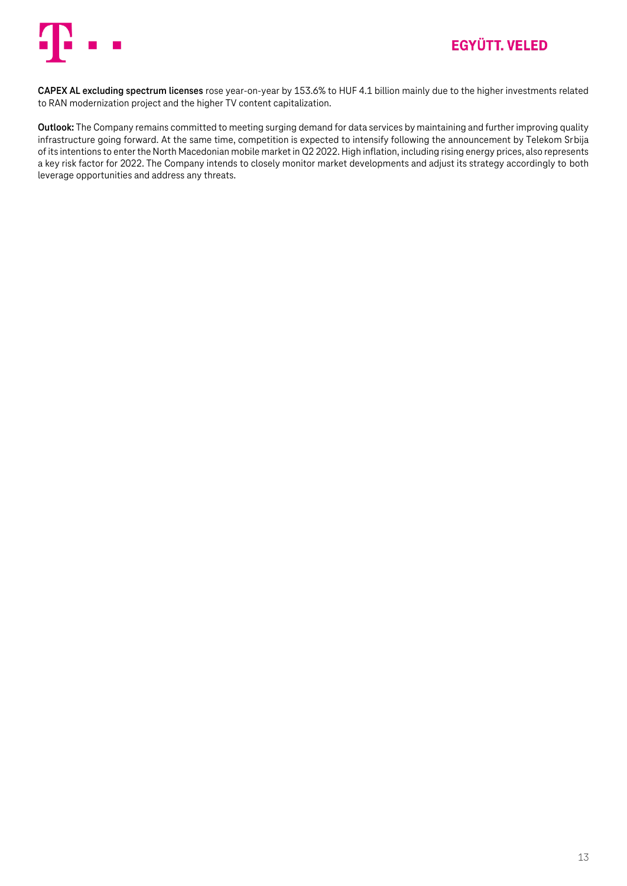**CAPEX AL excluding spectrum licenses** rose year-on-year by 153.6% to HUF 4.1 billion mainly due to the higher investments related to RAN modernization project and the higher TV content capitalization.

**Outlook:** The Company remains committed to meeting surging demand for data services by maintaining and further improving quality infrastructure going forward. At the same time, competition is expected to intensify following the announcement by Telekom Srbija of its intentions to enter the North Macedonian mobile market in Q2 2022. High inflation, including rising energy prices, also represents a key risk factor for 2022. The Company intends to closely monitor market developments and adjust its strategy accordingly to both leverage opportunities and address any threats.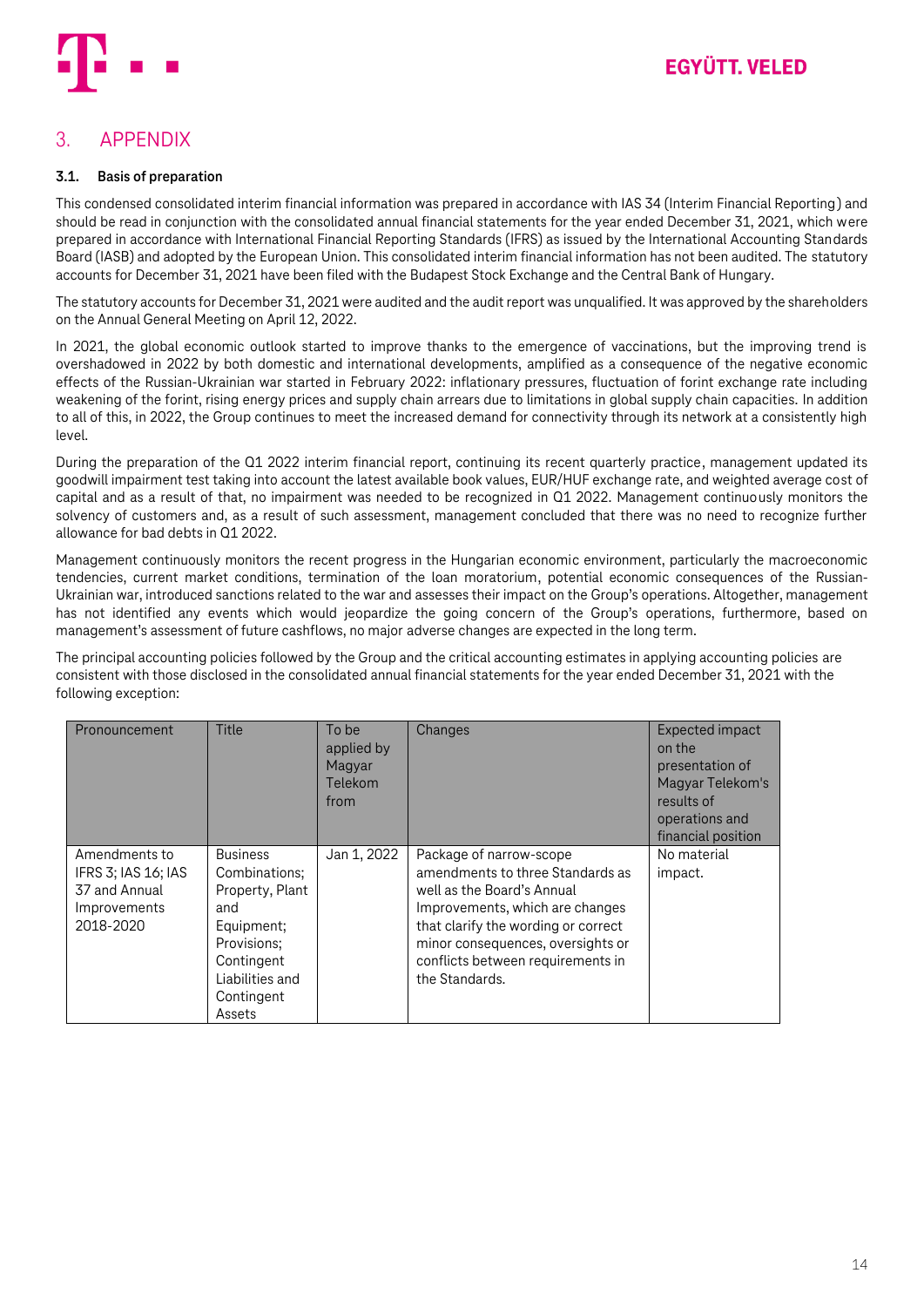# 3. APPENDIX

### 3.1. Basis of preparation

This condensed consolidated interim financial information was prepared in accordance with IAS 34 (Interim Financial Reporting) and should be read in conjunction with the consolidated annual financial statements for the year ended December 31, 2021, which were prepared in accordance with International Financial Reporting Standards (IFRS) as issued by the International Accounting Standards Board (IASB) and adopted by the European Union. This consolidated interim financial information has not been audited. The statutory accounts for December 31, 2021 have been filed with the Budapest Stock Exchange and the Central Bank of Hungary.

The statutory accounts for December 31, 2021 were audited and the audit report was unqualified. It was approved by the shareholders on the Annual General Meeting on April 12, 2022.

In 2021, the global economic outlook started to improve thanks to the emergence of vaccinations, but the improving trend is overshadowed in 2022 by both domestic and international developments, amplified as a consequence of the negative economic effects of the Russian-Ukrainian war started in February 2022: inflationary pressures, fluctuation of forint exchange rate including weakening of the forint, rising energy prices and supply chain arrears due to limitations in global supply chain capacities. In addition to all of this, in 2022, the Group continues to meet the increased demand for connectivity through its network at a consistently high level.

During the preparation of the Q1 2022 interim financial report, continuing its recent quarterly practice, management updated its goodwill impairment test taking into account the latest available book values, EUR/HUF exchange rate, and weighted average cost of capital and as a result of that, no impairment was needed to be recognized in Q1 2022. Management continuously monitors the solvency of customers and, as a result of such assessment, management concluded that there was no need to recognize further allowance for bad debts in Q1 2022.

Management continuously monitors the recent progress in the Hungarian economic environment, particularly the macroeconomic tendencies, current market conditions, termination of the loan moratorium, potential economic consequences of the Russian-Ukrainian war, introduced sanctions related to the war and assesses their impact on the Group's operations. Altogether, management has not identified any events which would jeopardize the going concern of the Group's operations, furthermore, based on management's assessment of future cashflows, no major adverse changes are expected in the long term.

The principal accounting policies followed by the Group and the critical accounting estimates in applying accounting policies are consistent with those disclosed in the consolidated annual financial statements for the year ended December 31, 2021 with the following exception:

| Pronouncement | Title | To be applied by Magyar Telekom from | Changes | Expected impact on the presentation of Magyar Telekom's results of operations and financial position |
|---|---|---|---|---|
| Amendments to IFRS 3; IAS 16; IAS 37 and Annual Improvements 2018-2020 | Business Combinations; Property, Plant and Equipment; Provisions; Contingent Liabilities and Contingent Assets | Jan 1, 2022 | Package of narrow-scope amendments to three Standards as well as the Board's Annual Improvements, which are changes that clarify the wording or correct minor consequences, oversights or conflicts between requirements in the Standards. | No material impact. |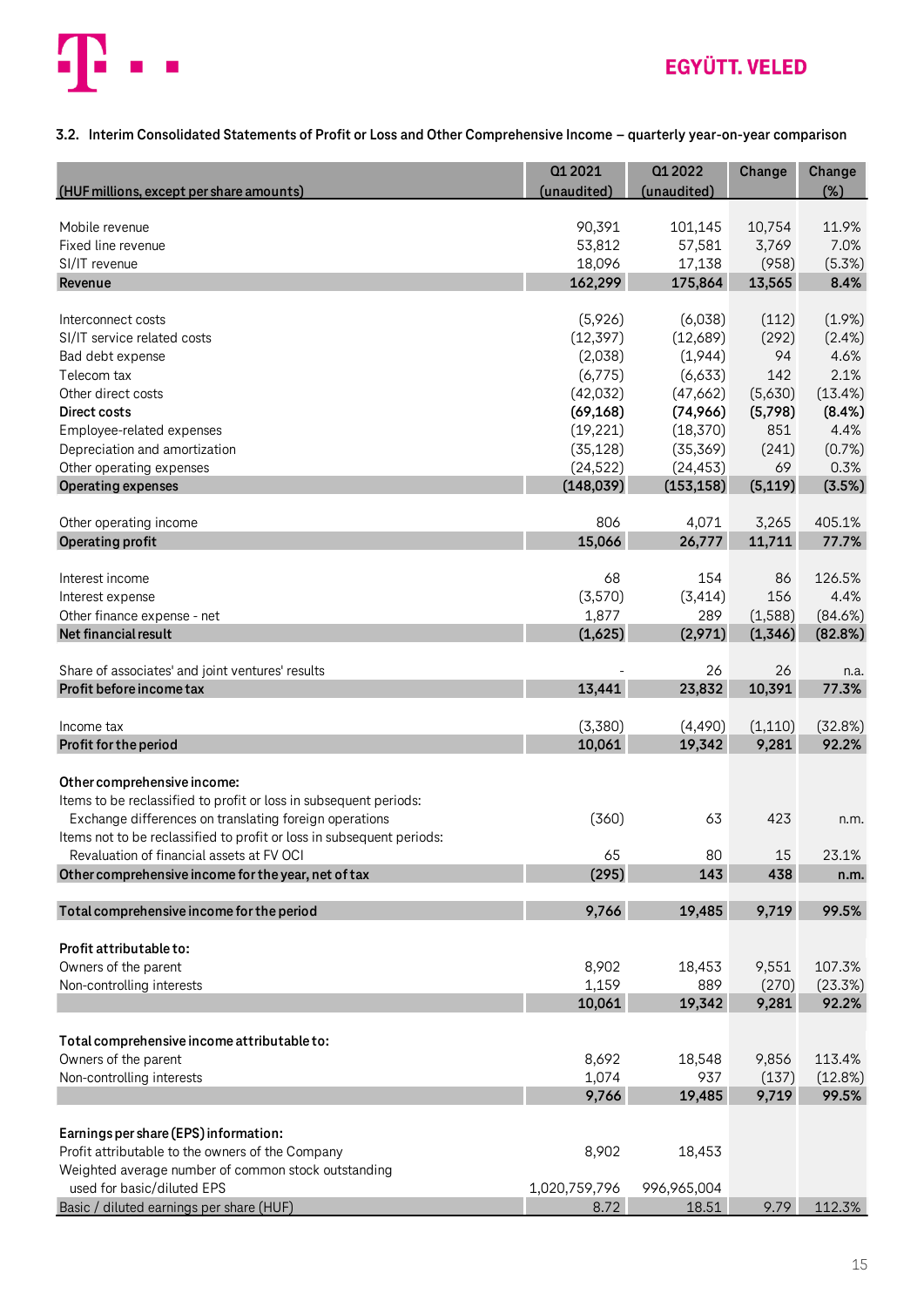### 3.2. Interim Consolidated Statements of Profit or Loss and Other Comprehensive Income – quarterly year-on-year comparison

| (HUF millions, except per share amounts) | Q1 2021 (unaudited) | Q1 2022 (unaudited) | Change | Change (%) |
|---|---|---|---|---|
| Mobile revenue | 90,391 | 101,145 | 10,754 | 11.9% |
| Fixed line revenue | 53,812 | 57,581 | 3,769 | 7.0% |
| SI/IT revenue | 18,096 | 17,138 | (958) | (5.3%) |
| **Revenue** | **162,299** | **175,864** | **13,565** | **8.4%** |
| | | | | |
| Interconnect costs | (5,926) | (6,038) | (112) | (1.9%) |
| SI/IT service related costs | (12,397) | (12,689) | (292) | (2.4%) |
| Bad debt expense | (2,038) | (1,944) | 94 | 4.6% |
| Telecom tax | (6,775) | (6,633) | 142 | 2.1% |
| Other direct costs | (42,032) | (47,662) | (5,630) | (13.4%) |
| **Direct costs** | **(69,168)** | **(74,966)** | **(5,798)** | **(8.4%)** |
| Employee-related expenses | (19,221) | (18,370) | 851 | 4.4% |
| Depreciation and amortization | (35,128) | (35,369) | (241) | (0.7%) |
| Other operating expenses | (24,522) | (24,453) | 69 | 0.3% |
| **Operating expenses** | **(148,039)** | **(153,158)** | **(5,119)** | **(3.5%)** |
| | | | | |
| Other operating income | 806 | 4,071 | 3,265 | 405.1% |
| **Operating profit** | **15,066** | **26,777** | **11,711** | **77.7%** |
| | | | | |
| Interest income | 68 | 154 | 86 | 126.5% |
| Interest expense | (3,570) | (3,414) | 156 | 4.4% |
| Other finance expense - net | 1,877 | 289 | (1,588) | (84.6%) |
| **Net financial result** | **(1,625)** | **(2,971)** | **(1,346)** | **(82.8%)** |
| | | | | |
| Share of associates' and joint ventures' results | - | 26 | 26 | n.a. |
| **Profit before income tax** | **13,441** | **23,832** | **10,391** | **77.3%** |
| | | | | |
| Income tax | (3,380) | (4,490) | (1,110) | (32.8%) |
| **Profit for the period** | **10,061** | **19,342** | **9,281** | **92.2%** |
| | | | | |
| **Other comprehensive income:** | | | | |
| Items to be reclassified to profit or loss in subsequent periods: | | | | |
| Exchange differences on translating foreign operations | (360) | 63 | 423 | n.m. |
| Items not to be reclassified to profit or loss in subsequent periods: | | | | |
| Revaluation of financial assets at FV OCI | 65 | 80 | 15 | 23.1% |
| **Other comprehensive income for the year, net of tax** | **(295)** | **143** | **438** | **n.m.** |
| | | | | |
| **Total comprehensive income for the period** | **9,766** | **19,485** | **9,719** | **99.5%** |
| | | | | |
| **Profit attributable to:** | | | | |
| Owners of the parent | 8,902 | 18,453 | 9,551 | 107.3% |
| Non-controlling interests | 1,159 | 889 | (270) | (23.3%) |
| | **10,061** | **19,342** | **9,281** | **92.2%** |
| | | | | |
| **Total comprehensive income attributable to:** | | | | |
| Owners of the parent | 8,692 | 18,548 | 9,856 | 113.4% |
| Non-controlling interests | 1,074 | 937 | (137) | (12.8%) |
| | **9,766** | **19,485** | **9,719** | **99.5%** |
| | | | | |
| **Earnings per share (EPS) information:** | | | | |
| Profit attributable to the owners of the Company | 8,902 | 18,453 | | |
| Weighted average number of common stock outstanding used for basic/diluted EPS | 1,020,759,796 | 996,965,004 | | |
| Basic / diluted earnings per share (HUF) | 8.72 | 18.51 | 9.79 | 112.3% |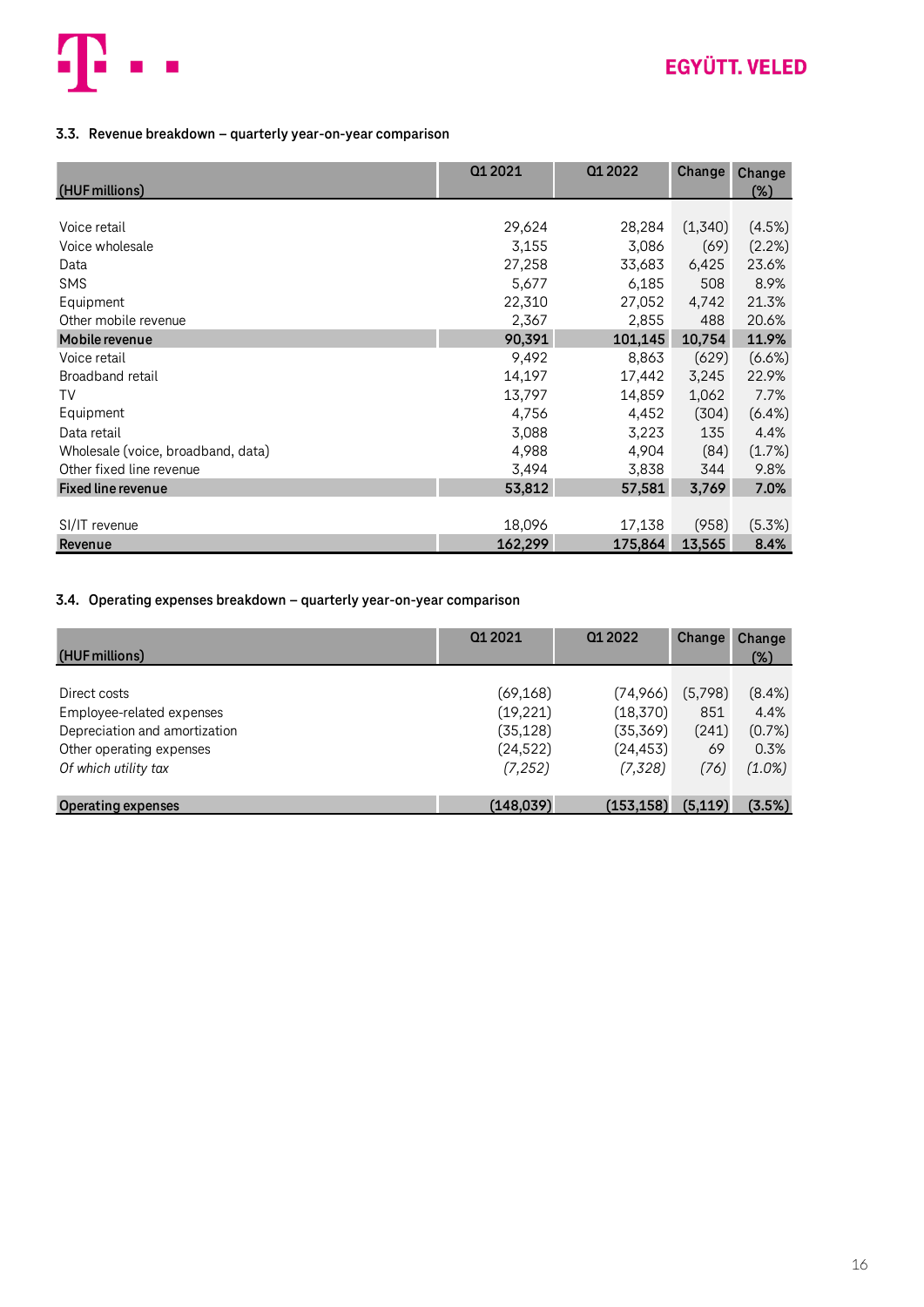### 3.3. Revenue breakdown – quarterly year-on-year comparison

| (HUF millions) | Q1 2021 | Q1 2022 | Change | Change (%) |
|---|---|---|---|---|
| Voice retail | 29,624 | 28,284 | (1,340) | (4.5%) |
| Voice wholesale | 3,155 | 3,086 | (69) | (2.2%) |
| Data | 27,258 | 33,683 | 6,425 | 23.6% |
| SMS | 5,677 | 6,185 | 508 | 8.9% |
| Equipment | 22,310 | 27,052 | 4,742 | 21.3% |
| Other mobile revenue | 2,367 | 2,855 | 488 | 20.6% |
| **Mobile revenue** | **90,391** | **101,145** | **10,754** | **11.9%** |
| Voice retail | 9,492 | 8,863 | (629) | (6.6%) |
| Broadband retail | 14,197 | 17,442 | 3,245 | 22.9% |
| TV | 13,797 | 14,859 | 1,062 | 7.7% |
| Equipment | 4,756 | 4,452 | (304) | (6.4%) |
| Data retail | 3,088 | 3,223 | 135 | 4.4% |
| Wholesale (voice, broadband, data) | 4,988 | 4,904 | (84) | (1.7%) |
| Other fixed line revenue | 3,494 | 3,838 | 344 | 9.8% |
| **Fixed line revenue** | **53,812** | **57,581** | **3,769** | **7.0%** |
| SI/IT revenue | 18,096 | 17,138 | (958) | (5.3%) |
| **Revenue** | **162,299** | **175,864** | **13,565** | **8.4%** |

### 3.4. Operating expenses breakdown – quarterly year-on-year comparison

| (HUF millions) | Q1 2021 | Q1 2022 | Change | Change (%) |
|---|---|---|---|---|
| Direct costs | (69,168) | (74,966) | (5,798) | (8.4%) |
| Employee-related expenses | (19,221) | (18,370) | 851 | 4.4% |
| Depreciation and amortization | (35,128) | (35,369) | (241) | (0.7%) |
| Other operating expenses | (24,522) | (24,453) | 69 | 0.3% |
| *Of which utility tax* | *(7,252)* | *(7,328)* | *(76)* | *(1.0%)* |
| **Operating expenses** | **(148,039)** | **(153,158)** | **(5,119)** | **(3.5%)** |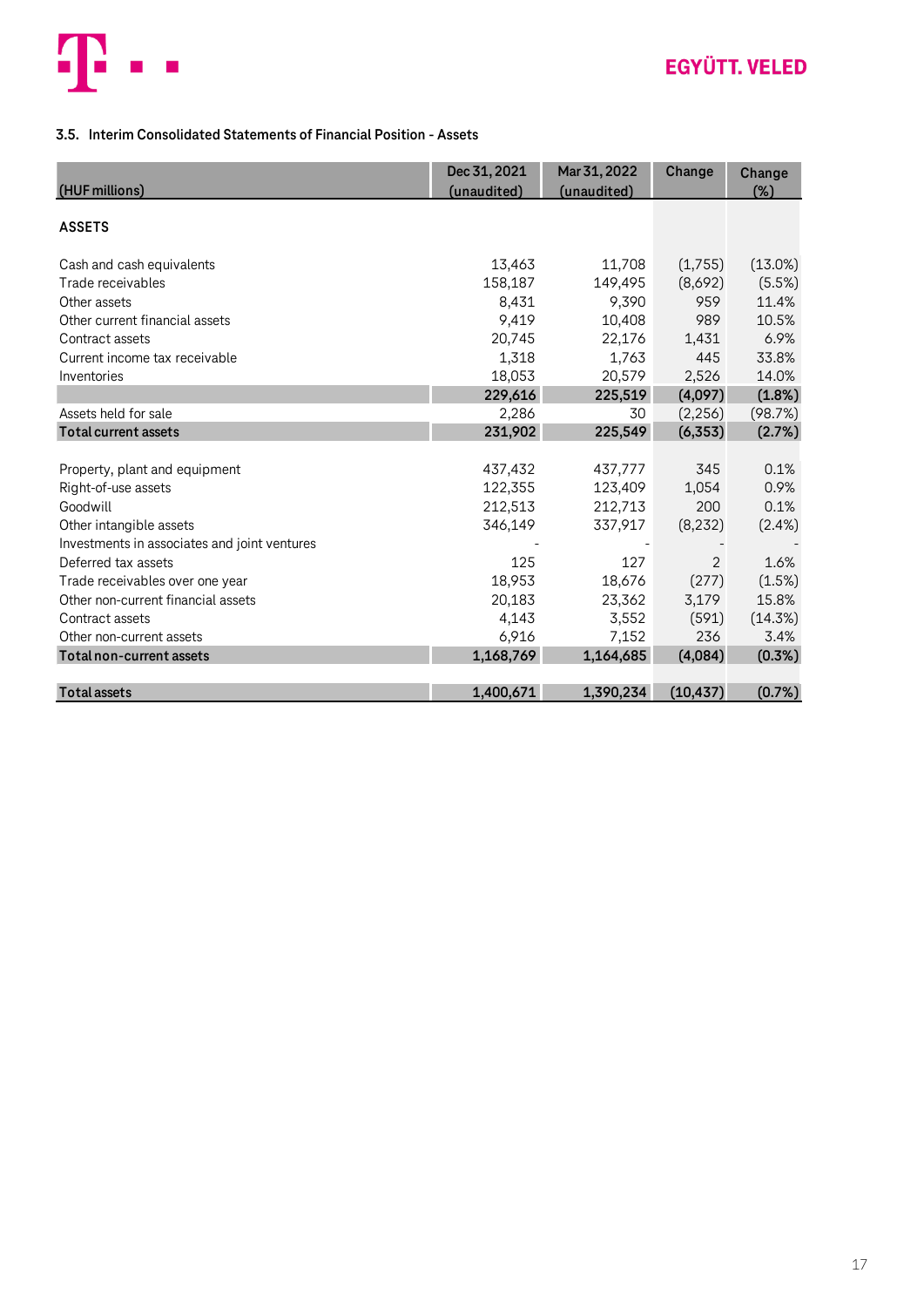### 3.5. Interim Consolidated Statements of Financial Position - Assets

| (HUF millions) | Dec 31, 2021 (unaudited) | Mar 31, 2022 (unaudited) | Change | Change (%) |
|---|---|---|---|---|
| **ASSETS** | | | | |
| Cash and cash equivalents | 13,463 | 11,708 | (1,755) | (13.0%) |
| Trade receivables | 158,187 | 149,495 | (8,692) | (5.5%) |
| Other assets | 8,431 | 9,390 | 959 | 11.4% |
| Other current financial assets | 9,419 | 10,408 | 989 | 10.5% |
| Contract assets | 20,745 | 22,176 | 1,431 | 6.9% |
| Current income tax receivable | 1,318 | 1,763 | 445 | 33.8% |
| Inventories | 18,053 | 20,579 | 2,526 | 14.0% |
| | **229,616** | **225,519** | **(4,097)** | **(1.8%)** |
| Assets held for sale | 2,286 | 30 | (2,256) | (98.7%) |
| **Total current assets** | **231,902** | **225,549** | **(6,353)** | **(2.7%)** |
| Property, plant and equipment | 437,432 | 437,777 | 345 | 0.1% |
| Right-of-use assets | 122,355 | 123,409 | 1,054 | 0.9% |
| Goodwill | 212,513 | 212,713 | 200 | 0.1% |
| Other intangible assets | 346,149 | 337,917 | (8,232) | (2.4%) |
| Investments in associates and joint ventures | - | - | - | - |
| Deferred tax assets | 125 | 127 | 2 | 1.6% |
| Trade receivables over one year | 18,953 | 18,676 | (277) | (1.5%) |
| Other non-current financial assets | 20,183 | 23,362 | 3,179 | 15.8% |
| Contract assets | 4,143 | 3,552 | (591) | (14.3%) |
| Other non-current assets | 6,916 | 7,152 | 236 | 3.4% |
| **Total non-current assets** | **1,168,769** | **1,164,685** | **(4,084)** | **(0.3%)** |
| **Total assets** | **1,400,671** | **1,390,234** | **(10,437)** | **(0.7%)** |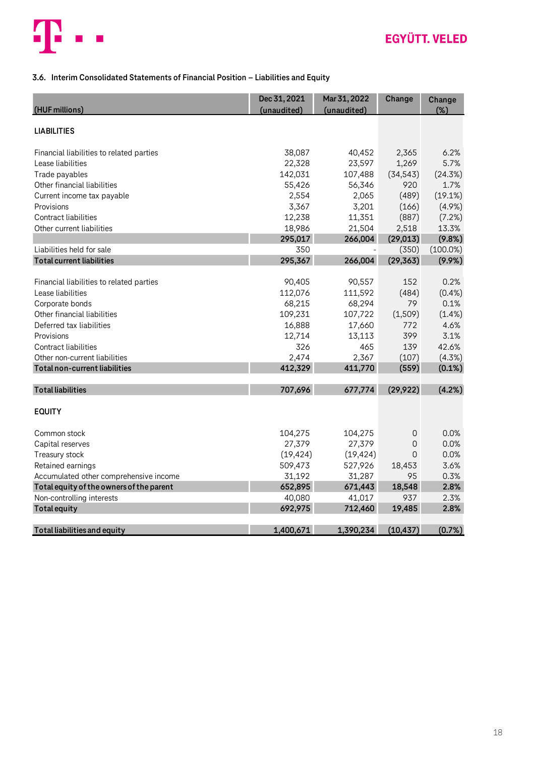### 3.6. Interim Consolidated Statements of Financial Position – Liabilities and Equity

| (HUF millions) | Dec 31, 2021 (unaudited) | Mar 31, 2022 (unaudited) | Change | Change (%) |
|---|---|---|---|---|
| **LIABILITIES** | | | | |
| Financial liabilities to related parties | 38,087 | 40,452 | 2,365 | 6.2% |
| Lease liabilities | 22,328 | 23,597 | 1,269 | 5.7% |
| Trade payables | 142,031 | 107,488 | (34,543) | (24.3%) |
| Other financial liabilities | 55,426 | 56,346 | 920 | 1.7% |
| Current income tax payable | 2,554 | 2,065 | (489) | (19.1%) |
| Provisions | 3,367 | 3,201 | (166) | (4.9%) |
| Contract liabilities | 12,238 | 11,351 | (887) | (7.2%) |
| Other current liabilities | 18,986 | 21,504 | 2,518 | 13.3% |
| | **295,017** | **266,004** | **(29,013)** | **(9.8%)** |
| Liabilities held for sale | 350 | - | (350) | (100.0%) |
| **Total current liabilities** | **295,367** | **266,004** | **(29,363)** | **(9.9%)** |
| Financial liabilities to related parties | 90,405 | 90,557 | 152 | 0.2% |
| Lease liabilities | 112,076 | 111,592 | (484) | (0.4%) |
| Corporate bonds | 68,215 | 68,294 | 79 | 0.1% |
| Other financial liabilities | 109,231 | 107,722 | (1,509) | (1.4%) |
| Deferred tax liabilities | 16,888 | 17,660 | 772 | 4.6% |
| Provisions | 12,714 | 13,113 | 399 | 3.1% |
| Contract liabilities | 326 | 465 | 139 | 42.6% |
| Other non-current liabilities | 2,474 | 2,367 | (107) | (4.3%) |
| **Total non-current liabilities** | **412,329** | **411,770** | **(559)** | **(0.1%)** |
| **Total liabilities** | **707,696** | **677,774** | **(29,922)** | **(4.2%)** |
| **EQUITY** | | | | |
| Common stock | 104,275 | 104,275 | 0 | 0.0% |
| Capital reserves | 27,379 | 27,379 | 0 | 0.0% |
| Treasury stock | (19,424) | (19,424) | 0 | 0.0% |
| Retained earnings | 509,473 | 527,926 | 18,453 | 3.6% |
| Accumulated other comprehensive income | 31,192 | 31,287 | 95 | 0.3% |
| **Total equity of the owners of the parent** | **652,895** | **671,443** | **18,548** | **2.8%** |
| Non-controlling interests | 40,080 | 41,017 | 937 | 2.3% |
| **Total equity** | **692,975** | **712,460** | **19,485** | **2.8%** |
| **Total liabilities and equity** | **1,400,671** | **1,390,234** | **(10,437)** | **(0.7%)** |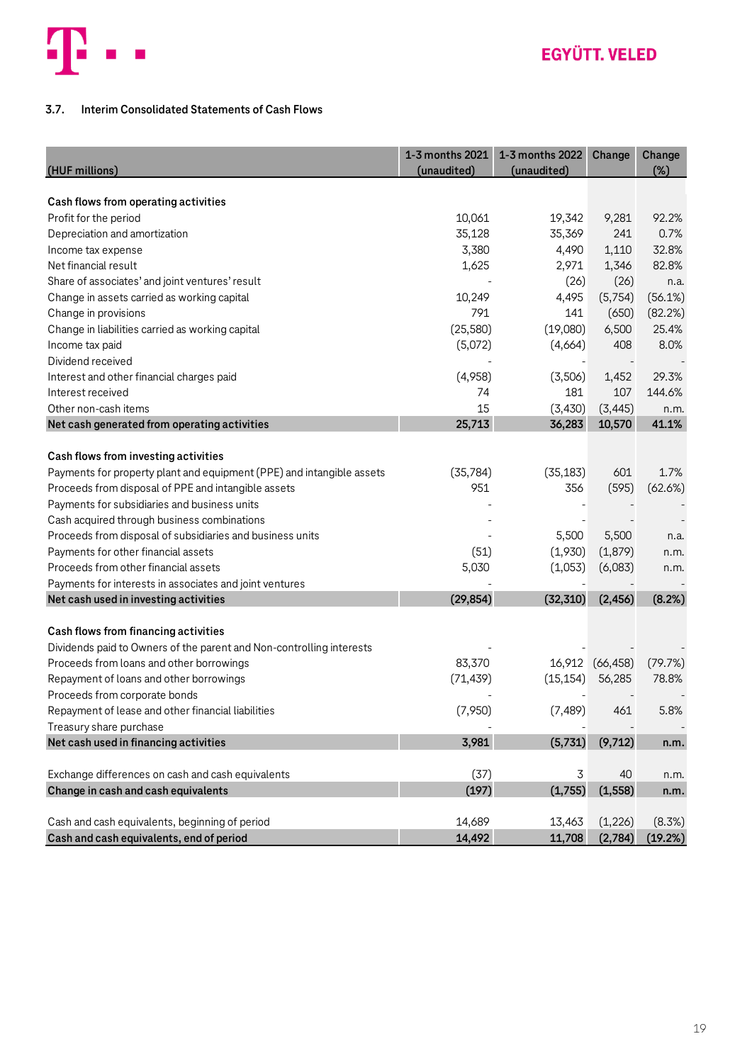### 3.7. Interim Consolidated Statements of Cash Flows

| (HUF millions) | 1-3 months 2021 (unaudited) | 1-3 months 2022 (unaudited) | Change | Change (%) |
|---|---|---|---|---|
| **Cash flows from operating activities** | | | | |
| Profit for the period | 10,061 | 19,342 | 9,281 | 92.2% |
| Depreciation and amortization | 35,128 | 35,369 | 241 | 0.7% |
| Income tax expense | 3,380 | 4,490 | 1,110 | 32.8% |
| Net financial result | 1,625 | 2,971 | 1,346 | 82.8% |
| Share of associates' and joint ventures' result | - | (26) | (26) | n.a. |
| Change in assets carried as working capital | 10,249 | 4,495 | (5,754) | (56.1%) |
| Change in provisions | 791 | 141 | (650) | (82.2%) |
| Change in liabilities carried as working capital | (25,580) | (19,080) | 6,500 | 25.4% |
| Income tax paid | (5,072) | (4,664) | 408 | 8.0% |
| Dividend received | - | - | - | - |
| Interest and other financial charges paid | (4,958) | (3,506) | 1,452 | 29.3% |
| Interest received | 74 | 181 | 107 | 144.6% |
| Other non-cash items | 15 | (3,430) | (3,445) | n.m. |
| **Net cash generated from operating activities** | **25,713** | **36,283** | **10,570** | **41.1%** |
| **Cash flows from investing activities** | | | | |
| Payments for property plant and equipment (PPE) and intangible assets | (35,784) | (35,183) | 601 | 1.7% |
| Proceeds from disposal of PPE and intangible assets | 951 | 356 | (595) | (62.6%) |
| Payments for subsidiaries and business units | - | - | - | - |
| Cash acquired through business combinations | - | - | - | - |
| Proceeds from disposal of subsidiaries and business units | - | 5,500 | 5,500 | n.a. |
| Payments for other financial assets | (51) | (1,930) | (1,879) | n.m. |
| Proceeds from other financial assets | 5,030 | (1,053) | (6,083) | n.m. |
| Payments for interests in associates and joint ventures | - | - | - | - |
| **Net cash used in investing activities** | **(29,854)** | **(32,310)** | **(2,456)** | **(8.2%)** |
| **Cash flows from financing activities** | | | | |
| Dividends paid to Owners of the parent and Non-controlling interests | - | - | - | - |
| Proceeds from loans and other borrowings | 83,370 | 16,912 | (66,458) | (79.7%) |
| Repayment of loans and other borrowings | (71,439) | (15,154) | 56,285 | 78.8% |
| Proceeds from corporate bonds | - | - | - | - |
| Repayment of lease and other financial liabilities | (7,950) | (7,489) | 461 | 5.8% |
| Treasury share purchase | - | - | - | - |
| **Net cash used in financing activities** | **3,981** | **(5,731)** | **(9,712)** | **n.m.** |
| Exchange differences on cash and cash equivalents | (37) | 3 | 40 | n.m. |
| **Change in cash and cash equivalents** | **(197)** | **(1,755)** | **(1,558)** | **n.m.** |
| Cash and cash equivalents, beginning of period | 14,689 | 13,463 | (1,226) | (8.3%) |
| **Cash and cash equivalents, end of period** | **14,492** | **11,708** | **(2,784)** | **(19.2%)** |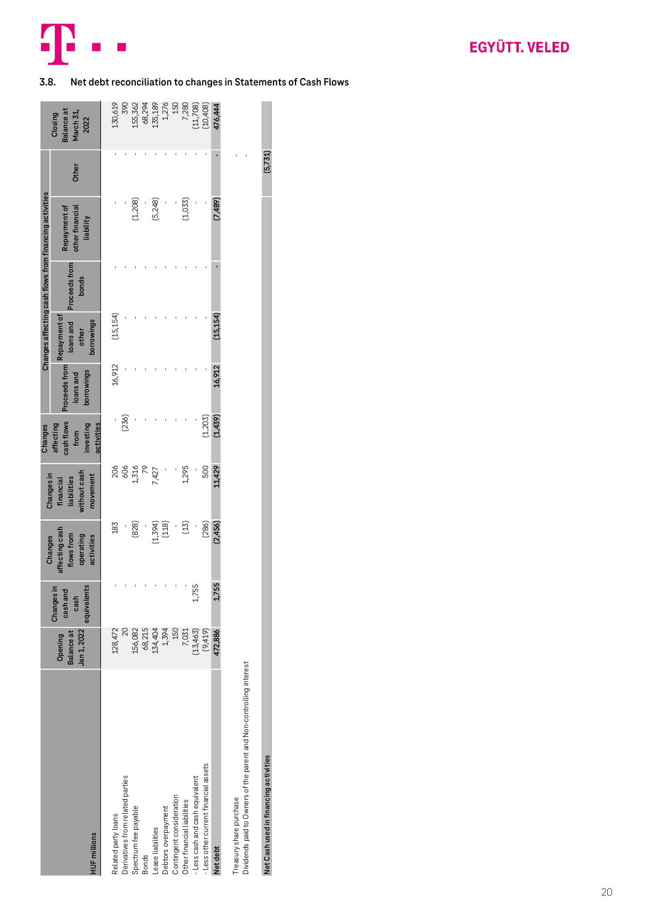## 3.8. Net debt reconciliation to changes in Statements of Cash Flows

| HUF millions | Opening Balance at Jan 1, 2022 | Changes in cash and cash equivalents | Changes affecting cash flows from operating activities | Changes in financial liabilities without cash movement | Changes affecting cash flows from investing activities | Changes affecting cash flows from financing activities | | | | | Closing Balance at March 31, 2022 |
|---|---|---|---|---|---|---|---|---|---|---|---|
| | | | | | | Proceeds from loans and borrowings | Repayment of loans and other borrowings | Proceeds from bonds | Repayment of other financial liability | Other | |
| Related party loans | 128,472 | - | 183 | 206 | - | 16,912 | (15,154) | - | - | - | 130,619 |
| Derivatives from related parties | 20 | - | - | 606 | (236) | - | - | - | - | - | 390 |
| Spectrum fee payable | 156,082 | - | (828) | 1,316 | - | - | - | - | (1,208) | - | 155,362 |
| Bonds | 68,215 | - | - | 79 | - | - | - | - | - | - | 68,294 |
| Lease liabilities | 134,404 | - | (1,394) | 7,427 | - | - | - | - | (5,248) | - | 135,189 |
| Debtors overpayment | 1,394 | - | (118) | - | - | - | - | - | - | - | 1,276 |
| Contingent consideration | 150 | - | - | - | - | - | - | - | - | - | 150 |
| Other financial liabilities | 7,031 | - | (13) | 1,295 | - | - | - | - | (1,033) | - | 7,280 |
| - Less cash and cash equivalent | (13,463) | 1,755 | - | - | - | - | - | - | - | - | (11,708) |
| - Less other current financial assets | (9,419) | - | (286) | 500 | (1,203) | - | - | - | - | - | (10,408) |
| **Net debt** | **472,886** | **1,755** | **(2,456)** | **11,429** | **(1,439)** | **16,912** | **(15,154)** | **-** | **(7,489)** | **-** | **476,444** |
| | | | | | | | | | | | |
| Treasury share purchase | | | | | | | | | | - | |
| Dividends paid to Owners of the parent and Non-controlling interest | | | | | | | | | | - | |
| | | | | | | | | | | | |
| **Net Cash used in financing activities** | | | | | | | | | | **(5,731)** | |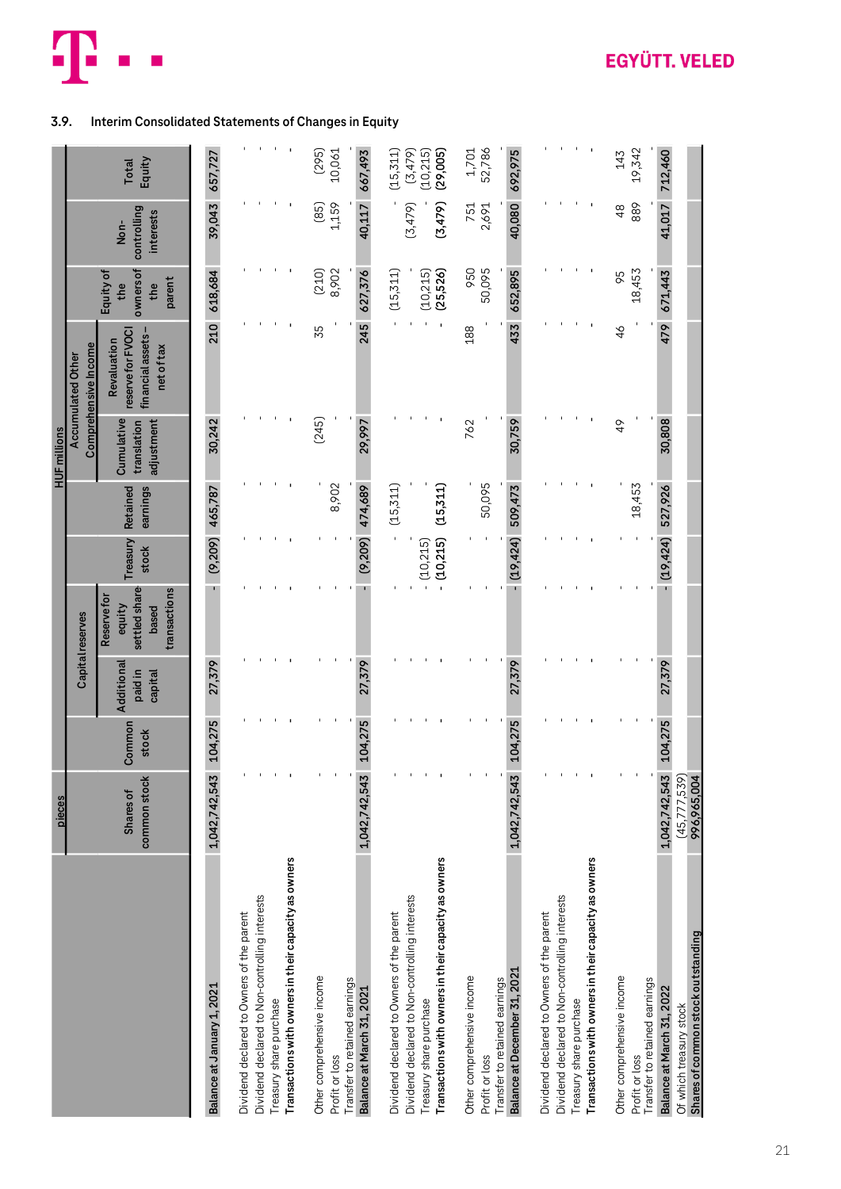### 3.9. Interim Consolidated Statements of Changes in Equity

| | pieces | HUF millions | | | | | | | | | |
|---|---|---|---|---|---|---|---|---|---|---|---|
| | | | Capital reserves | | | | Accumulated Other Comprehensive Income | | | | |
| | Shares of common stock | Common stock | Additional paid in capital | Reserve for equity settled share based transactions | Treasury stock | Retained earnings | Cumulative translation adjustment | Revaluation reserve for FVOCI financial assets – net of tax | Equity of the owners of the parent | Non-controlling interests | Total Equity |
| **Balance at January 1, 2021** | 1,042,742,543 | 104,275 | 27,379 | - | (9,209) | 465,787 | 30,242 | 210 | 618,684 | 39,043 | 657,727 |
| Dividend declared to Owners of the parent | - | - | - | - | - | - | - | - | - | - | - |
| Dividend declared to Non-controlling interests | - | - | - | - | - | - | - | - | - | - | - |
| Treasury share purchase | - | - | - | - | - | - | - | - | - | - | - |
| **Transactions with owners in their capacity as owners** | - | - | - | - | - | - | - | - | - | - | - |
| Other comprehensive income | - | - | - | - | - | - | (245) | 35 | (210) | (85) | (295) |
| Profit or loss | - | - | - | - | - | 8,902 | - | - | 8,902 | 1,159 | 10,061 |
| Transfer to retained earnings | - | - | - | - | - | - | - | - | - | - | - |
| **Balance at March 31, 2021** | 1,042,742,543 | 104,275 | 27,379 | - | (9,209) | 474,689 | 29,997 | 245 | 627,376 | 40,117 | 667,493 |
| Dividend declared to Owners of the parent | - | - | - | - | - | (15,311) | - | - | (15,311) | - | (15,311) |
| Dividend declared to Non-controlling interests | - | - | - | - | - | - | - | - | - | (3,479) | (3,479) |
| Treasury share purchase | - | - | - | - | (10,215) | - | - | - | (10,215) | - | (10,215) |
| **Transactions with owners in their capacity as owners** | - | - | - | - | (10,215) | (15,311) | - | - | (25,526) | (3,479) | (29,005) |
| Other comprehensive income | - | - | - | - | - | - | 762 | 188 | 950 | 751 | 1,701 |
| Profit or loss | - | - | - | - | - | 50,095 | - | - | 50,095 | 2,691 | 52,786 |
| Transfer to retained earnings | - | - | - | - | - | - | - | - | - | - | - |
| **Balance at December 31, 2021** | 1,042,742,543 | 104,275 | 27,379 | - | (19,424) | 509,473 | 30,759 | 433 | 652,895 | 40,080 | 692,975 |
| Dividend declared to Owners of the parent | - | - | - | - | - | - | - | - | - | - | - |
| Dividend declared to Non-controlling interests | - | - | - | - | - | - | - | - | - | - | - |
| Treasury share purchase | - | - | - | - | - | - | - | - | - | - | - |
| **Transactions with owners in their capacity as owners** | - | - | - | - | - | - | - | - | - | - | - |
| Other comprehensive income | - | - | - | - | - | - | 49 | 46 | 95 | 48 | 143 |
| Profit or loss | - | - | - | - | - | 18,453 | - | - | 18,453 | 889 | 19,342 |
| Transfer to retained earnings | - | - | - | - | - | - | - | - | - | - | - |
| **Balance at March 31, 2022** | 1,042,742,543 | 104,275 | 27,379 | - | (19,424) | 527,926 | 30,808 | 479 | 671,443 | 41,017 | 712,460 |
| Of which treasury stock | (45,777,539) | | | | | | | | | | |
| **Shares of common stock outstanding** | 996,965,004 | | | | | | | | | | |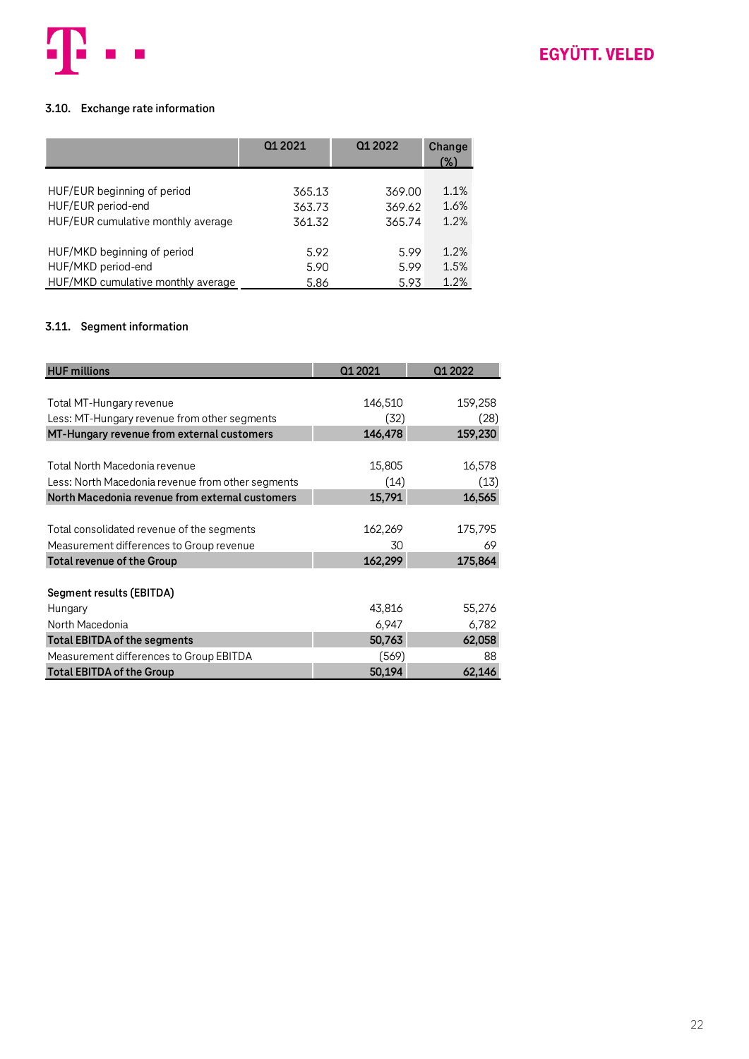### 3.10. Exchange rate information

| | Q1 2021 | Q1 2022 | Change (%) |
|---|---|---|---|
| HUF/EUR beginning of period | 365.13 | 369.00 | 1.1% |
| HUF/EUR period-end | 363.73 | 369.62 | 1.6% |
| HUF/EUR cumulative monthly average | 361.32 | 365.74 | 1.2% |
| | | | |
| HUF/MKD beginning of period | 5.92 | 5.99 | 1.2% |
| HUF/MKD period-end | 5.90 | 5.99 | 1.5% |
| HUF/MKD cumulative monthly average | 5.86 | 5.93 | 1.2% |

### 3.11. Segment information

| HUF millions | Q1 2021 | Q1 2022 |
|---|---|---|
| Total MT-Hungary revenue | 146,510 | 159,258 |
| Less: MT-Hungary revenue from other segments | (32) | (28) |
| **MT-Hungary revenue from external customers** | **146,478** | **159,230** |
| | | |
| Total North Macedonia revenue | 15,805 | 16,578 |
| Less: North Macedonia revenue from other segments | (14) | (13) |
| **North Macedonia revenue from external customers** | **15,791** | **16,565** |
| | | |
| Total consolidated revenue of the segments | 162,269 | 175,795 |
| Measurement differences to Group revenue | 30 | 69 |
| **Total revenue of the Group** | **162,299** | **175,864** |
| | | |
| **Segment results (EBITDA)** | | |
| Hungary | 43,816 | 55,276 |
| North Macedonia | 6,947 | 6,782 |
| **Total EBITDA of the segments** | **50,763** | **62,058** |
| Measurement differences to Group EBITDA | (569) | 88 |
| **Total EBITDA of the Group** | **50,194** | **62,146** |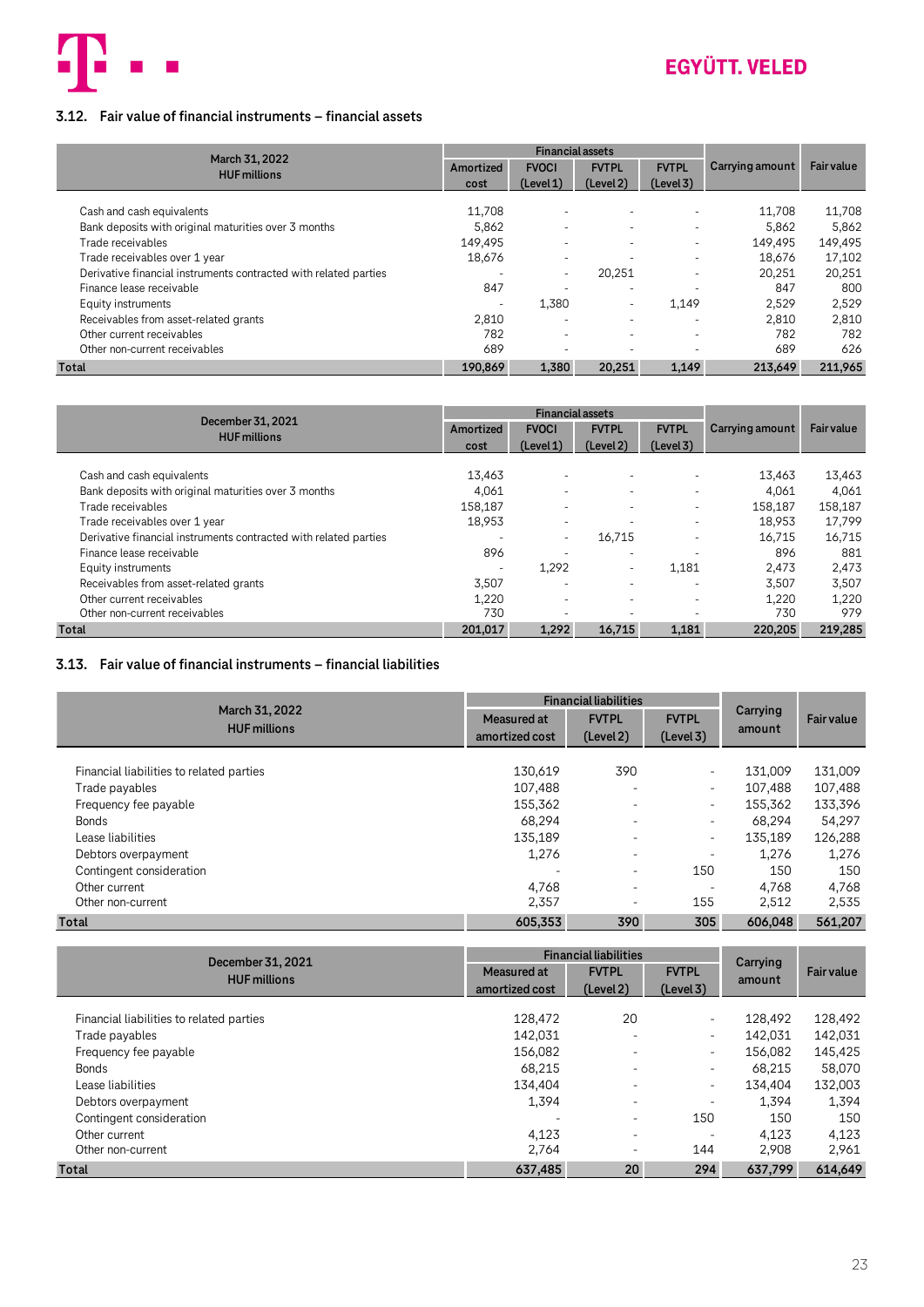### 3.12. Fair value of financial instruments – financial assets

| March 31, 2022<br>HUF millions | Financial assets | | | | Carrying amount | Fair value |
|---|---|---|---|---|---|---|
| | Amortized cost | FVOCI (Level 1) | FVTPL (Level 2) | FVTPL (Level 3) | | |
| Cash and cash equivalents | 11,708 | - | - | - | 11,708 | 11,708 |
| Bank deposits with original maturities over 3 months | 5,862 | - | - | - | 5,862 | 5,862 |
| Trade receivables | 149,495 | - | - | - | 149,495 | 149,495 |
| Trade receivables over 1 year | 18,676 | - | - | - | 18,676 | 17,102 |
| Derivative financial instruments contracted with related parties | - | - | 20,251 | - | 20,251 | 20,251 |
| Finance lease receivable | 847 | - | - | - | 847 | 800 |
| Equity instruments | - | 1,380 | - | 1,149 | 2,529 | 2,529 |
| Receivables from asset-related grants | 2,810 | - | - | - | 2,810 | 2,810 |
| Other current receivables | 782 | - | - | - | 782 | 782 |
| Other non-current receivables | 689 | - | - | - | 689 | 626 |
| **Total** | **190,869** | **1,380** | **20,251** | **1,149** | **213,649** | **211,965** |

| December 31, 2021<br>HUF millions | Financial assets | | | | Carrying amount | Fair value |
|---|---|---|---|---|---|---|
| | Amortized cost | FVOCI (Level 1) | FVTPL (Level 2) | FVTPL (Level 3) | | |
| Cash and cash equivalents | 13,463 | - | - | - | 13,463 | 13,463 |
| Bank deposits with original maturities over 3 months | 4,061 | - | - | - | 4,061 | 4,061 |
| Trade receivables | 158,187 | - | - | - | 158,187 | 158,187 |
| Trade receivables over 1 year | 18,953 | - | - | - | 18,953 | 17,799 |
| Derivative financial instruments contracted with related parties | - | - | 16,715 | - | 16,715 | 16,715 |
| Finance lease receivable | 896 | - | - | - | 896 | 881 |
| Equity instruments | - | 1,292 | - | 1,181 | 2,473 | 2,473 |
| Receivables from asset-related grants | 3,507 | - | - | - | 3,507 | 3,507 |
| Other current receivables | 1,220 | - | - | - | 1,220 | 1,220 |
| Other non-current receivables | 730 | - | - | - | 730 | 979 |
| **Total** | **201,017** | **1,292** | **16,715** | **1,181** | **220,205** | **219,285** |

### 3.13. Fair value of financial instruments – financial liabilities

| March 31, 2022<br>HUF millions | Financial liabilities | | | Carrying amount | Fair value |
|---|---|---|---|---|---|
| | Measured at amortized cost | FVTPL (Level 2) | FVTPL (Level 3) | | |
| Financial liabilities to related parties | 130,619 | 390 | - | 131,009 | 131,009 |
| Trade payables | 107,488 | - | - | 107,488 | 107,488 |
| Frequency fee payable | 155,362 | - | - | 155,362 | 133,396 |
| Bonds | 68,294 | - | - | 68,294 | 54,297 |
| Lease liabilities | 135,189 | - | - | 135,189 | 126,288 |
| Debtors overpayment | 1,276 | - | - | 1,276 | 1,276 |
| Contingent consideration | - | - | 150 | 150 | 150 |
| Other current | 4,768 | - | - | 4,768 | 4,768 |
| Other non-current | 2,357 | - | 155 | 2,512 | 2,535 |
| **Total** | **605,353** | **390** | **305** | **606,048** | **561,207** |

| December 31, 2021<br>HUF millions | Financial liabilities | | | Carrying amount | Fair value |
|---|---|---|---|---|---|
| | Measured at amortized cost | FVTPL (Level 2) | FVTPL (Level 3) | | |
| Financial liabilities to related parties | 128,472 | 20 | - | 128,492 | 128,492 |
| Trade payables | 142,031 | - | - | 142,031 | 142,031 |
| Frequency fee payable | 156,082 | - | - | 156,082 | 145,425 |
| Bonds | 68,215 | - | - | 68,215 | 58,070 |
| Lease liabilities | 134,404 | - | - | 134,404 | 132,003 |
| Debtors overpayment | 1,394 | - | - | 1,394 | 1,394 |
| Contingent consideration | - | - | 150 | 150 | 150 |
| Other current | 4,123 | - | - | 4,123 | 4,123 |
| Other non-current | 2,764 | - | 144 | 2,908 | 2,961 |
| **Total** | **637,485** | **20** | **294** | **637,799** | **614,649** |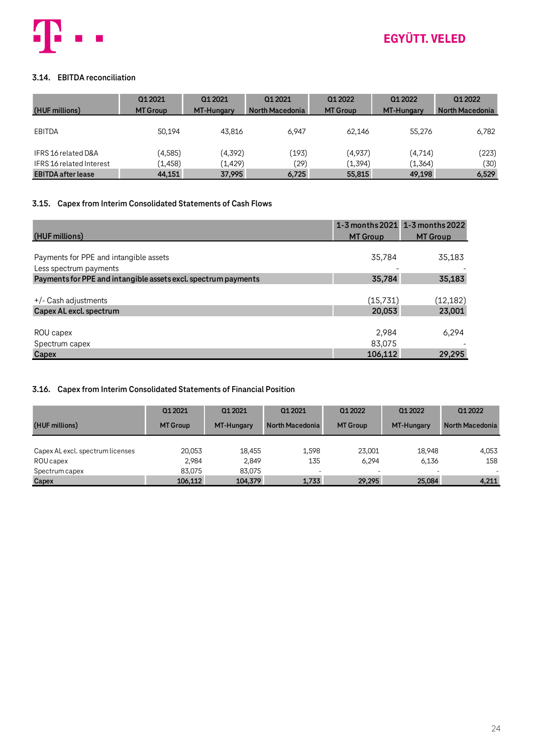### 3.14. EBITDA reconciliation

| (HUF millions) | Q1 2021 MT Group | Q1 2021 MT-Hungary | Q1 2021 North Macedonia | Q1 2022 MT Group | Q1 2022 MT-Hungary | Q1 2022 North Macedonia |
|---|---|---|---|---|---|---|
| EBITDA | 50,194 | 43,816 | 6,947 | 62,146 | 55,276 | 6,782 |
| IFRS 16 related D&A | (4,585) | (4,392) | (193) | (4,937) | (4,714) | (223) |
| IFRS 16 related Interest | (1,458) | (1,429) | (29) | (1,394) | (1,364) | (30) |
| **EBITDA after lease** | **44,151** | **37,995** | **6,725** | **55,815** | **49,198** | **6,529** |

### 3.15. Capex from Interim Consolidated Statements of Cash Flows

| (HUF millions) | 1-3 months 2021 MT Group | 1-3 months 2022 MT Group |
|---|---|---|
| Payments for PPE and intangible assets | 35,784 | 35,183 |
| Less spectrum payments | - | - |
| **Payments for PPE and intangible assets excl. spectrum payments** | **35,784** | **35,183** |
| +/- Cash adjustments | (15,731) | (12,182) |
| **Capex AL excl. spectrum** | **20,053** | **23,001** |
| ROU capex | 2,984 | 6,294 |
| Spectrum capex | 83,075 | - |
| **Capex** | **106,112** | **29,295** |

### 3.16. Capex from Interim Consolidated Statements of Financial Position

| (HUF millions) | Q1 2021 MT Group | Q1 2021 MT-Hungary | Q1 2021 North Macedonia | Q1 2022 MT Group | Q1 2022 MT-Hungary | Q1 2022 North Macedonia |
|---|---|---|---|---|---|---|
| Capex AL excl. spectrum licenses | 20,053 | 18,455 | 1,598 | 23,001 | 18,948 | 4,053 |
| ROU capex | 2,984 | 2,849 | 135 | 6,294 | 6,136 | 158 |
| Spectrum capex | 83,075 | 83,075 | - | - | - | - |
| **Capex** | **106,112** | **104,379** | **1,733** | **29,295** | **25,084** | **4,211** |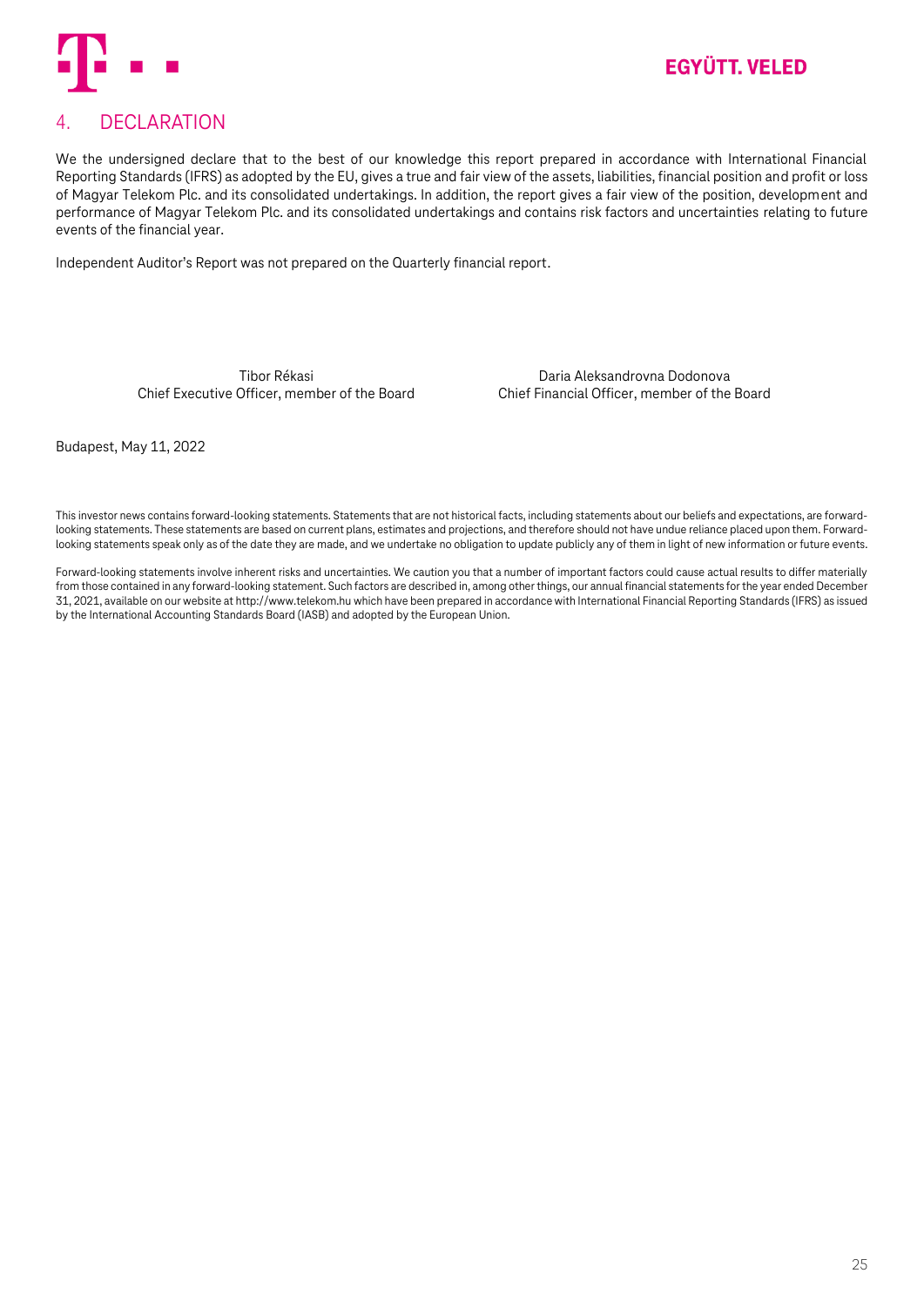## 4. DECLARATION

We the undersigned declare that to the best of our knowledge this report prepared in accordance with International Financial Reporting Standards (IFRS) as adopted by the EU, gives a true and fair view of the assets, liabilities, financial position and profit or loss of Magyar Telekom Plc. and its consolidated undertakings. In addition, the report gives a fair view of the position, development and performance of Magyar Telekom Plc. and its consolidated undertakings and contains risk factors and uncertainties relating to future events of the financial year.

Independent Auditor's Report was not prepared on the Quarterly financial report.

Tibor Rékasi
Chief Executive Officer, member of the Board

Daria Aleksandrovna Dodonova
Chief Financial Officer, member of the Board

Budapest, May 11, 2022

This investor news contains forward-looking statements. Statements that are not historical facts, including statements about our beliefs and expectations, are forward-looking statements. These statements are based on current plans, estimates and projections, and therefore should not have undue reliance placed upon them. Forward-looking statements speak only as of the date they are made, and we undertake no obligation to update publicly any of them in light of new information or future events.

Forward-looking statements involve inherent risks and uncertainties. We caution you that a number of important factors could cause actual results to differ materially from those contained in any forward-looking statement. Such factors are described in, among other things, our annual financial statements for the year ended December 31, 2021, available on our website at http://www.telekom.hu which have been prepared in accordance with International Financial Reporting Standards (IFRS) as issued by the International Accounting Standards Board (IASB) and adopted by the European Union.